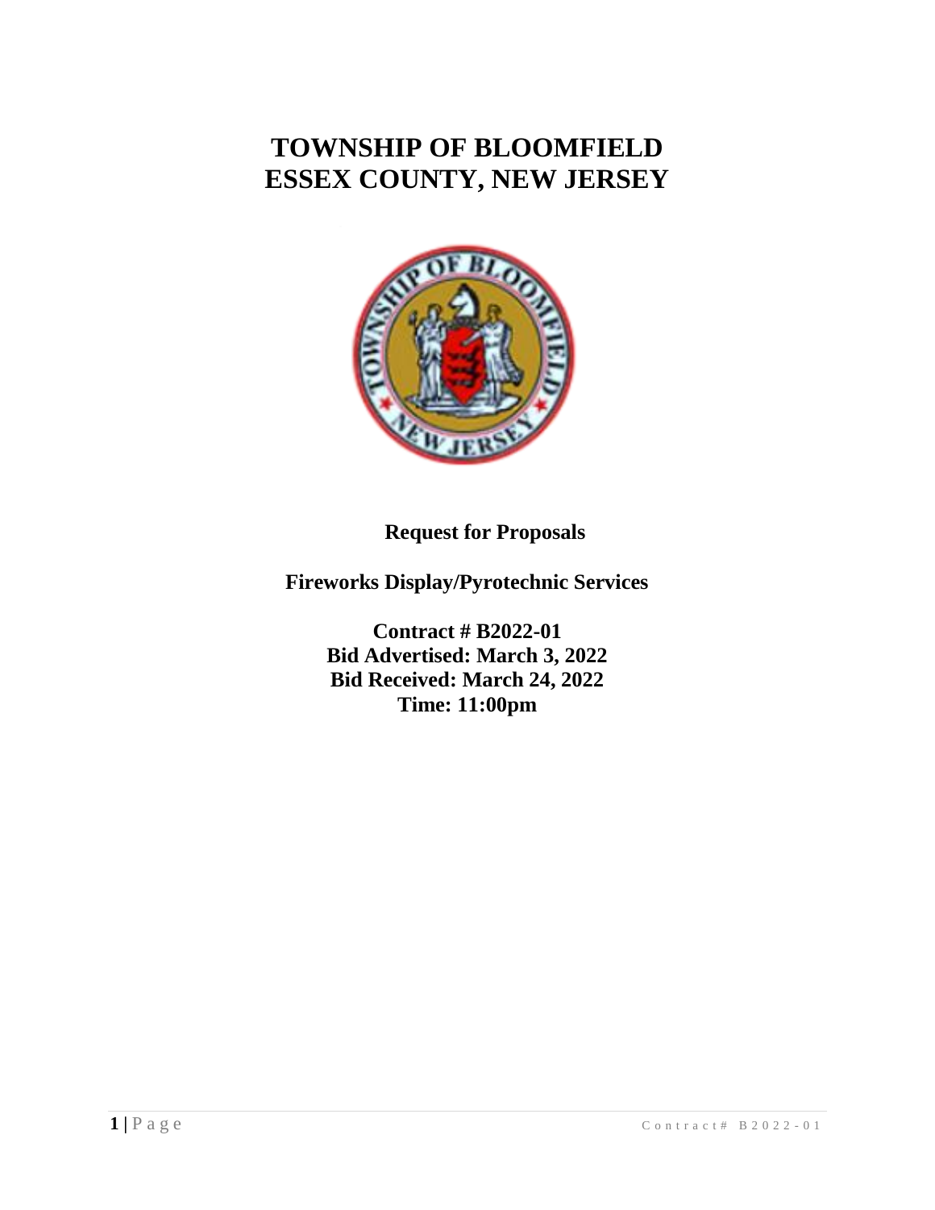# TOWNSHIP OF BLOOMFIELD
# ESSEX COUNTY, NEW JERSEY

**Request for Proposals**

**Fireworks Display/Pyrotechnic Services**

**Contract # B2022-01**
**Bid Advertised: March 3, 2022**
**Bid Received: March 24, 2022**
**Time: 11:00pm**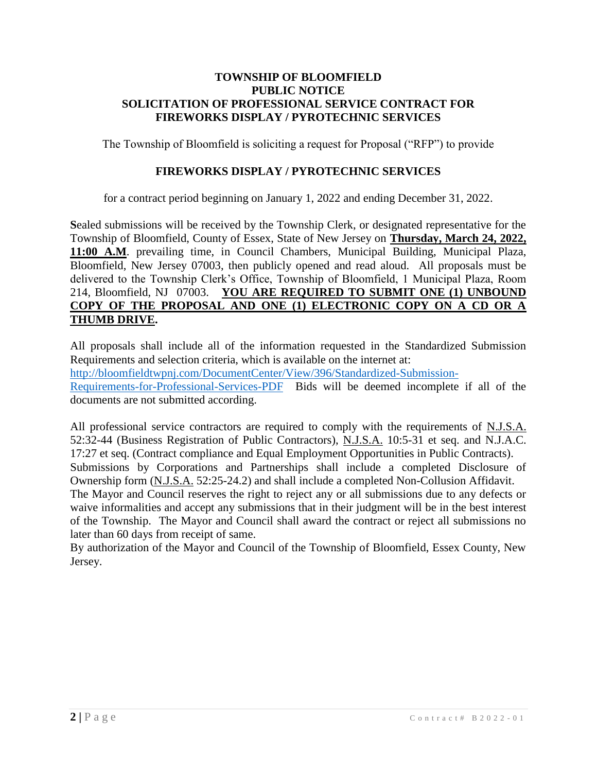**TOWNSHIP OF BLOOMFIELD**
**PUBLIC NOTICE**
**SOLICITATION OF PROFESSIONAL SERVICE CONTRACT FOR FIREWORKS DISPLAY / PYROTECHNIC SERVICES**

The Township of Bloomfield is soliciting a request for Proposal ("RFP") to provide

**FIREWORKS DISPLAY / PYROTECHNIC SERVICES**

for a contract period beginning on January 1, 2022 and ending December 31, 2022.

**S**ealed submissions will be received by the Township Clerk, or designated representative for the Township of Bloomfield, County of Essex, State of New Jersey on **Thursday, March 24, 2022, 11:00 A.M**. prevailing time, in Council Chambers, Municipal Building, Municipal Plaza, Bloomfield, New Jersey 07003, then publicly opened and read aloud. All proposals must be delivered to the Township Clerk's Office, Township of Bloomfield, 1 Municipal Plaza, Room 214, Bloomfield, NJ 07003. **YOU ARE REQUIRED TO SUBMIT ONE (1) UNBOUND COPY OF THE PROPOSAL AND ONE (1) ELECTRONIC COPY ON A CD OR A THUMB DRIVE.**

All proposals shall include all of the information requested in the Standardized Submission Requirements and selection criteria, which is available on the internet at: http://bloomfieldtwpnj.com/DocumentCenter/View/396/Standardized-Submission-Requirements-for-Professional-Services-PDF Bids will be deemed incomplete if all of the documents are not submitted according.

All professional service contractors are required to comply with the requirements of N.J.S.A. 52:32-44 (Business Registration of Public Contractors), N.J.S.A. 10:5-31 et seq. and N.J.A.C. 17:27 et seq. (Contract compliance and Equal Employment Opportunities in Public Contracts).
Submissions by Corporations and Partnerships shall include a completed Disclosure of Ownership form (N.J.S.A. 52:25-24.2) and shall include a completed Non-Collusion Affidavit.
The Mayor and Council reserves the right to reject any or all submissions due to any defects or waive informalities and accept any submissions that in their judgment will be in the best interest of the Township. The Mayor and Council shall award the contract or reject all submissions no later than 60 days from receipt of same.
By authorization of the Mayor and Council of the Township of Bloomfield, Essex County, New Jersey.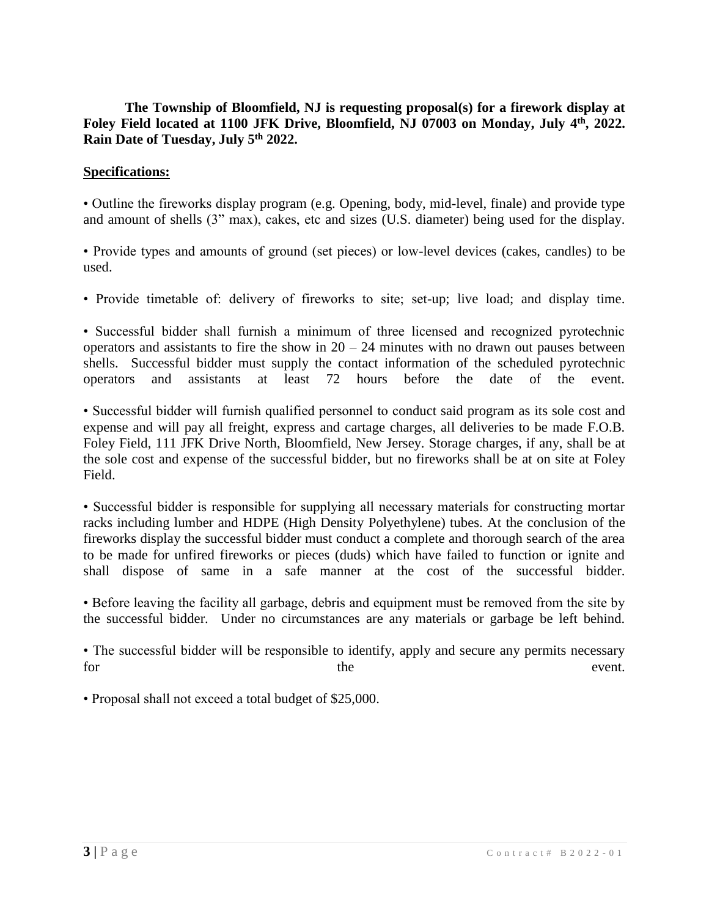**The Township of Bloomfield, NJ is requesting proposal(s) for a firework display at Foley Field located at 1100 JFK Drive, Bloomfield, NJ 07003 on Monday, July 4th, 2022. Rain Date of Tuesday, July 5th 2022.**

**Specifications:**

• Outline the fireworks display program (e.g. Opening, body, mid-level, finale) and provide type and amount of shells (3" max), cakes, etc and sizes (U.S. diameter) being used for the display.

• Provide types and amounts of ground (set pieces) or low-level devices (cakes, candles) to be used.

• Provide timetable of: delivery of fireworks to site; set-up; live load; and display time.

• Successful bidder shall furnish a minimum of three licensed and recognized pyrotechnic operators and assistants to fire the show in 20 – 24 minutes with no drawn out pauses between shells. Successful bidder must supply the contact information of the scheduled pyrotechnic operators and assistants at least 72 hours before the date of the event.

• Successful bidder will furnish qualified personnel to conduct said program as its sole cost and expense and will pay all freight, express and cartage charges, all deliveries to be made F.O.B. Foley Field, 111 JFK Drive North, Bloomfield, New Jersey. Storage charges, if any, shall be at the sole cost and expense of the successful bidder, but no fireworks shall be at on site at Foley Field.

• Successful bidder is responsible for supplying all necessary materials for constructing mortar racks including lumber and HDPE (High Density Polyethylene) tubes. At the conclusion of the fireworks display the successful bidder must conduct a complete and thorough search of the area to be made for unfired fireworks or pieces (duds) which have failed to function or ignite and shall dispose of same in a safe manner at the cost of the successful bidder.

• Before leaving the facility all garbage, debris and equipment must be removed from the site by the successful bidder. Under no circumstances are any materials or garbage be left behind.

• The successful bidder will be responsible to identify, apply and secure any permits necessary for the event.

• Proposal shall not exceed a total budget of $25,000.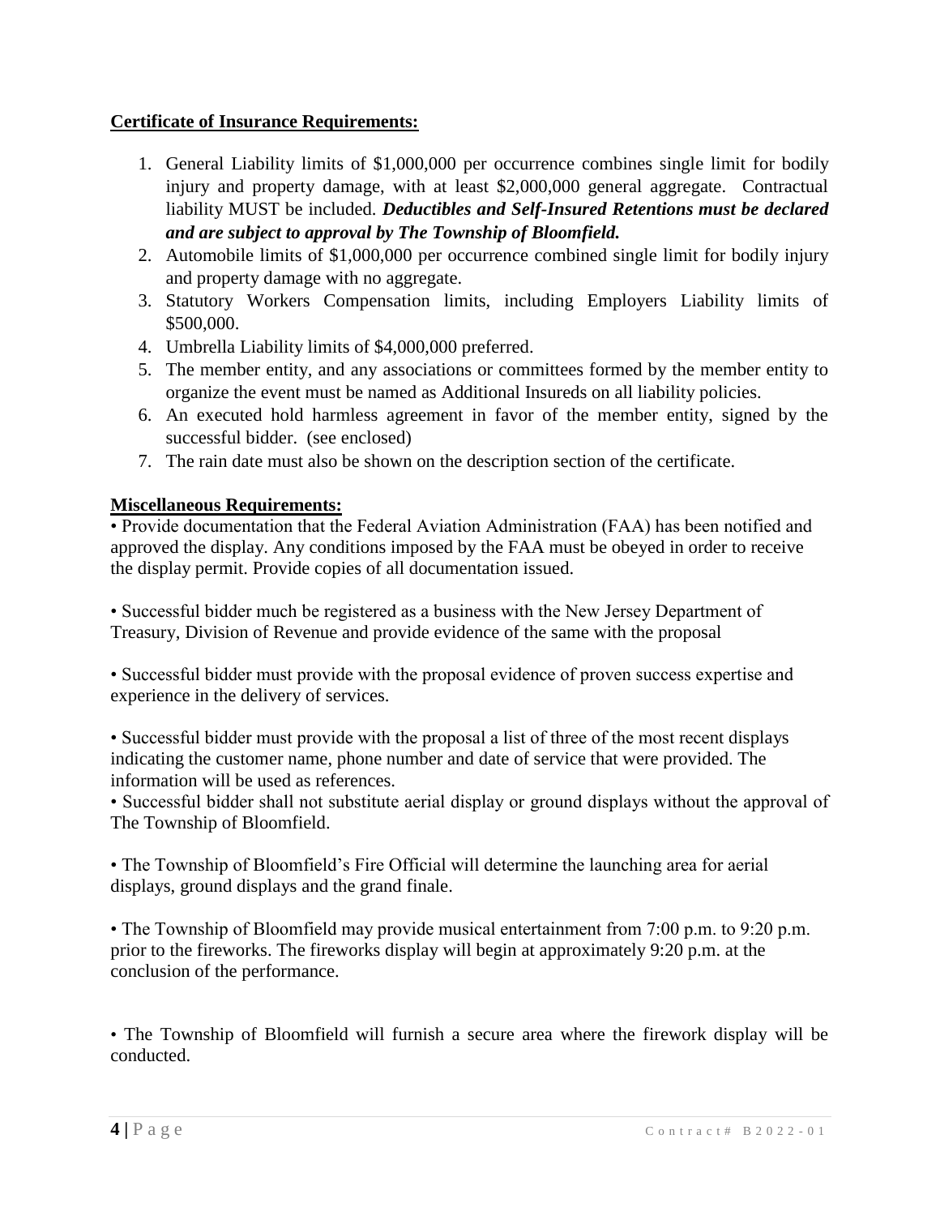**Certificate of Insurance Requirements:**

1. General Liability limits of $1,000,000 per occurrence combines single limit for bodily injury and property damage, with at least $2,000,000 general aggregate. Contractual liability MUST be included. ***Deductibles and Self-Insured Retentions must be declared and are subject to approval by The Township of Bloomfield.***
2. Automobile limits of $1,000,000 per occurrence combined single limit for bodily injury and property damage with no aggregate.
3. Statutory Workers Compensation limits, including Employers Liability limits of $500,000.
4. Umbrella Liability limits of $4,000,000 preferred.
5. The member entity, and any associations or committees formed by the member entity to organize the event must be named as Additional Insureds on all liability policies.
6. An executed hold harmless agreement in favor of the member entity, signed by the successful bidder. (see enclosed)
7. The rain date must also be shown on the description section of the certificate.

**Miscellaneous Requirements:**

• Provide documentation that the Federal Aviation Administration (FAA) has been notified and approved the display. Any conditions imposed by the FAA must be obeyed in order to receive the display permit. Provide copies of all documentation issued.

• Successful bidder much be registered as a business with the New Jersey Department of Treasury, Division of Revenue and provide evidence of the same with the proposal

• Successful bidder must provide with the proposal evidence of proven success expertise and experience in the delivery of services.

• Successful bidder must provide with the proposal a list of three of the most recent displays indicating the customer name, phone number and date of service that were provided. The information will be used as references.

• Successful bidder shall not substitute aerial display or ground displays without the approval of The Township of Bloomfield.

• The Township of Bloomfield's Fire Official will determine the launching area for aerial displays, ground displays and the grand finale.

• The Township of Bloomfield may provide musical entertainment from 7:00 p.m. to 9:20 p.m. prior to the fireworks. The fireworks display will begin at approximately 9:20 p.m. at the conclusion of the performance.

• The Township of Bloomfield will furnish a secure area where the firework display will be conducted.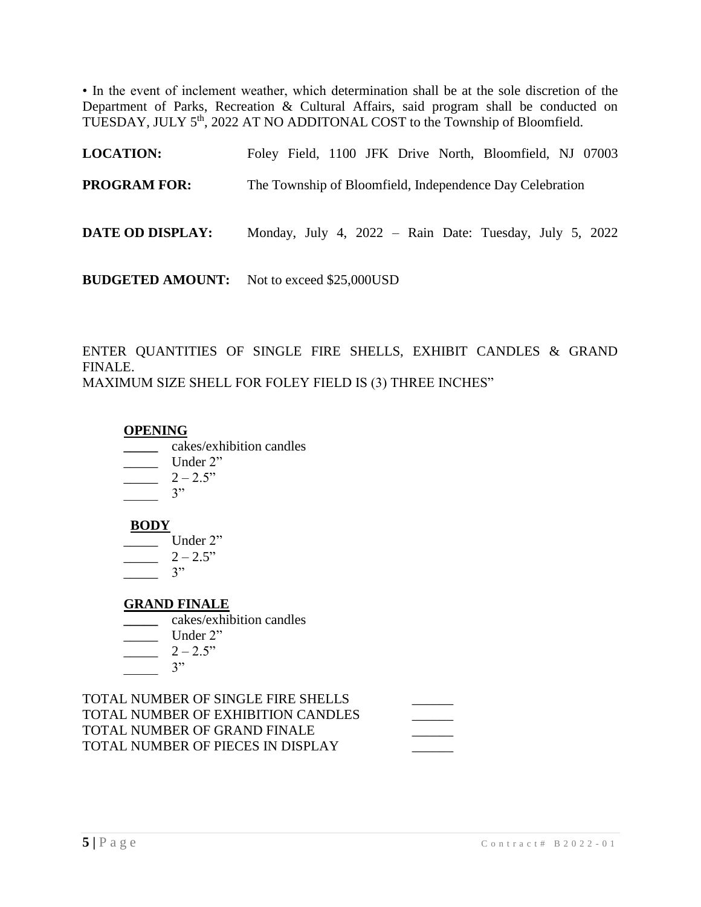• In the event of inclement weather, which determination shall be at the sole discretion of the Department of Parks, Recreation & Cultural Affairs, said program shall be conducted on TUESDAY, JULY 5th, 2022 AT NO ADDITONAL COST to the Township of Bloomfield.

**LOCATION:** Foley Field, 1100 JFK Drive North, Bloomfield, NJ 07003

**PROGRAM FOR:** The Township of Bloomfield, Independence Day Celebration

**DATE OD DISPLAY:** Monday, July 4, 2022 – Rain Date: Tuesday, July 5, 2022

**BUDGETED AMOUNT:** Not to exceed $25,000USD

ENTER QUANTITIES OF SINGLE FIRE SHELLS, EXHIBIT CANDLES & GRAND FINALE.
MAXIMUM SIZE SHELL FOR FOLEY FIELD IS (3) THREE INCHES"

**OPENING**

_____ cakes/exhibition candles
_____ Under 2"
_____ 2 – 2.5"
_____ 3"

**BODY**

_____ Under 2"
_____ 2 – 2.5"
_____ 3"

**GRAND FINALE**

_____ cakes/exhibition candles
_____ Under 2"
_____ 2 – 2.5"
_____ 3"

TOTAL NUMBER OF SINGLE FIRE SHELLS ______
TOTAL NUMBER OF EXHIBITION CANDLES ______
TOTAL NUMBER OF GRAND FINALE ______
TOTAL NUMBER OF PIECES IN DISPLAY ______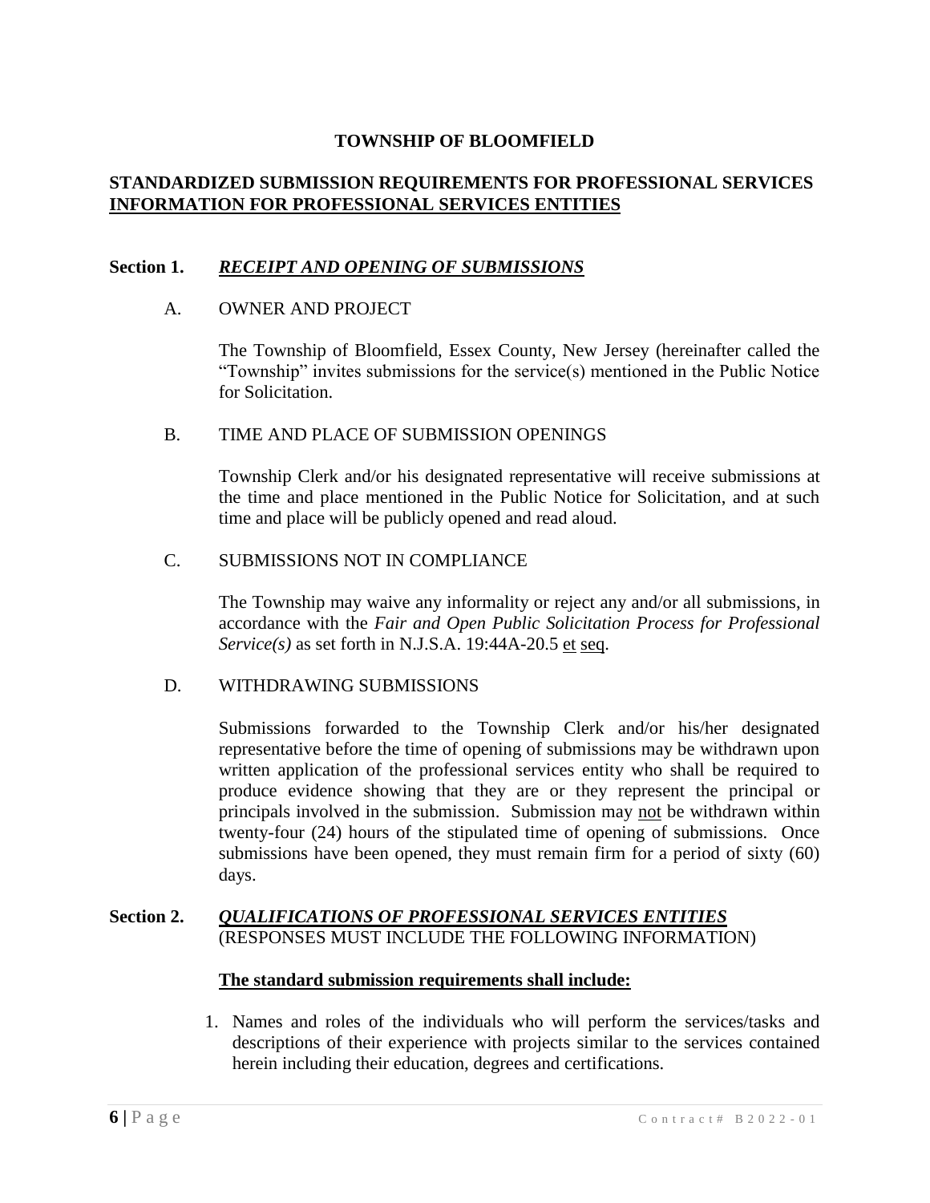# TOWNSHIP OF BLOOMFIELD

## STANDARDIZED SUBMISSION REQUIREMENTS FOR PROFESSIONAL SERVICES INFORMATION FOR PROFESSIONAL SERVICES ENTITIES

### Section 1. *RECEIPT AND OPENING OF SUBMISSIONS*

A. OWNER AND PROJECT

The Township of Bloomfield, Essex County, New Jersey (hereinafter called the "Township" invites submissions for the service(s) mentioned in the Public Notice for Solicitation.

B. TIME AND PLACE OF SUBMISSION OPENINGS

Township Clerk and/or his designated representative will receive submissions at the time and place mentioned in the Public Notice for Solicitation, and at such time and place will be publicly opened and read aloud.

C. SUBMISSIONS NOT IN COMPLIANCE

The Township may waive any informality or reject any and/or all submissions, in accordance with the *Fair and Open Public Solicitation Process for Professional Service(s)* as set forth in N.J.S.A. 19:44A-20.5 et seq.

D. WITHDRAWING SUBMISSIONS

Submissions forwarded to the Township Clerk and/or his/her designated representative before the time of opening of submissions may be withdrawn upon written application of the professional services entity who shall be required to produce evidence showing that they are or they represent the principal or principals involved in the submission. Submission may not be withdrawn within twenty-four (24) hours of the stipulated time of opening of submissions. Once submissions have been opened, they must remain firm for a period of sixty (60) days.

### Section 2. *QUALIFICATIONS OF PROFESSIONAL SERVICES ENTITIES*

(RESPONSES MUST INCLUDE THE FOLLOWING INFORMATION)

**The standard submission requirements shall include:**

1. Names and roles of the individuals who will perform the services/tasks and descriptions of their experience with projects similar to the services contained herein including their education, degrees and certifications.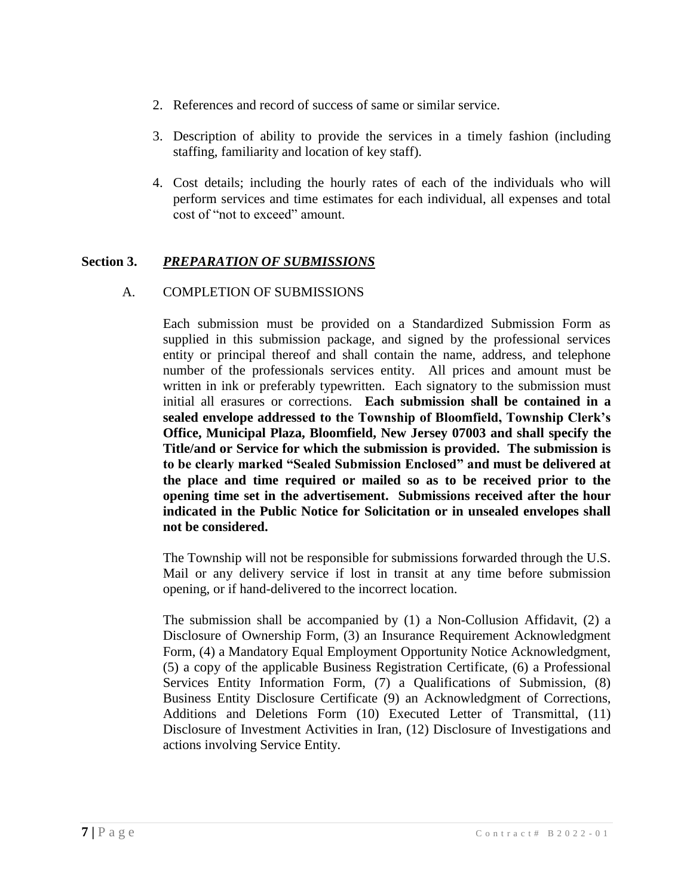2. References and record of success of same or similar service.

3. Description of ability to provide the services in a timely fashion (including staffing, familiarity and location of key staff).

4. Cost details; including the hourly rates of each of the individuals who will perform services and time estimates for each individual, all expenses and total cost of "not to exceed" amount.

## Section 3. ***PREPARATION OF SUBMISSIONS***

### A. COMPLETION OF SUBMISSIONS

Each submission must be provided on a Standardized Submission Form as supplied in this submission package, and signed by the professional services entity or principal thereof and shall contain the name, address, and telephone number of the professionals services entity. All prices and amount must be written in ink or preferably typewritten. Each signatory to the submission must initial all erasures or corrections. **Each submission shall be contained in a sealed envelope addressed to the Township of Bloomfield, Township Clerk's Office, Municipal Plaza, Bloomfield, New Jersey 07003 and shall specify the Title/and or Service for which the submission is provided. The submission is to be clearly marked "Sealed Submission Enclosed" and must be delivered at the place and time required or mailed so as to be received prior to the opening time set in the advertisement. Submissions received after the hour indicated in the Public Notice for Solicitation or in unsealed envelopes shall not be considered.**

The Township will not be responsible for submissions forwarded through the U.S. Mail or any delivery service if lost in transit at any time before submission opening, or if hand-delivered to the incorrect location.

The submission shall be accompanied by (1) a Non-Collusion Affidavit, (2) a Disclosure of Ownership Form, (3) an Insurance Requirement Acknowledgment Form, (4) a Mandatory Equal Employment Opportunity Notice Acknowledgment, (5) a copy of the applicable Business Registration Certificate, (6) a Professional Services Entity Information Form, (7) a Qualifications of Submission, (8) Business Entity Disclosure Certificate (9) an Acknowledgment of Corrections, Additions and Deletions Form (10) Executed Letter of Transmittal, (11) Disclosure of Investment Activities in Iran, (12) Disclosure of Investigations and actions involving Service Entity.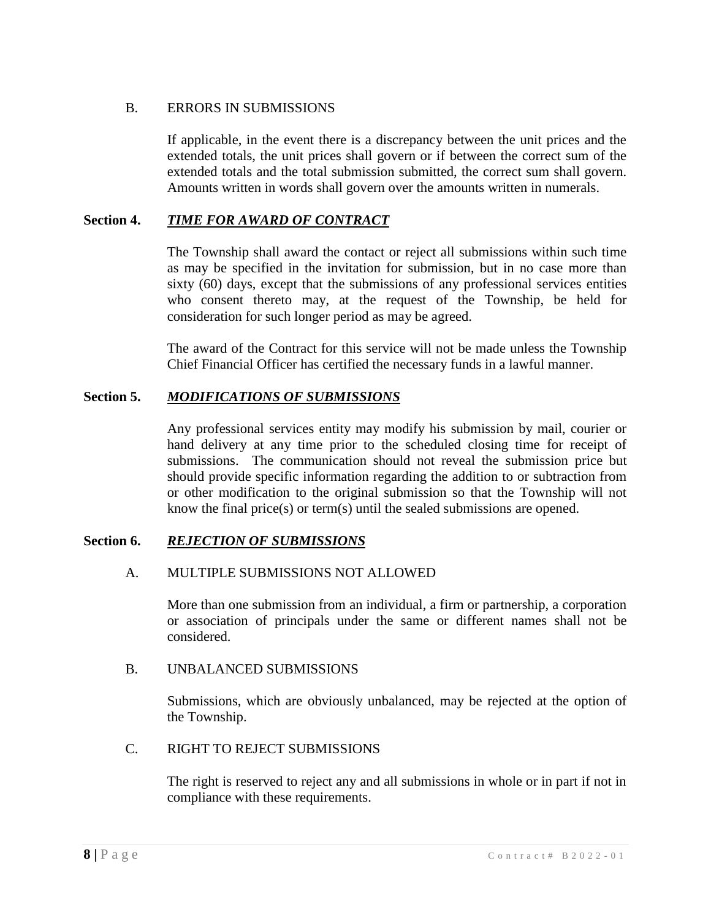B. ERRORS IN SUBMISSIONS

If applicable, in the event there is a discrepancy between the unit prices and the extended totals, the unit prices shall govern or if between the correct sum of the extended totals and the total submission submitted, the correct sum shall govern. Amounts written in words shall govern over the amounts written in numerals.

**Section 4.** ***TIME FOR AWARD OF CONTRACT***

The Township shall award the contact or reject all submissions within such time as may be specified in the invitation for submission, but in no case more than sixty (60) days, except that the submissions of any professional services entities who consent thereto may, at the request of the Township, be held for consideration for such longer period as may be agreed.

The award of the Contract for this service will not be made unless the Township Chief Financial Officer has certified the necessary funds in a lawful manner.

**Section 5.** ***MODIFICATIONS OF SUBMISSIONS***

Any professional services entity may modify his submission by mail, courier or hand delivery at any time prior to the scheduled closing time for receipt of submissions. The communication should not reveal the submission price but should provide specific information regarding the addition to or subtraction from or other modification to the original submission so that the Township will not know the final price(s) or term(s) until the sealed submissions are opened.

**Section 6.** ***REJECTION OF SUBMISSIONS***

A. MULTIPLE SUBMISSIONS NOT ALLOWED

More than one submission from an individual, a firm or partnership, a corporation or association of principals under the same or different names shall not be considered.

B. UNBALANCED SUBMISSIONS

Submissions, which are obviously unbalanced, may be rejected at the option of the Township.

C. RIGHT TO REJECT SUBMISSIONS

The right is reserved to reject any and all submissions in whole or in part if not in compliance with these requirements.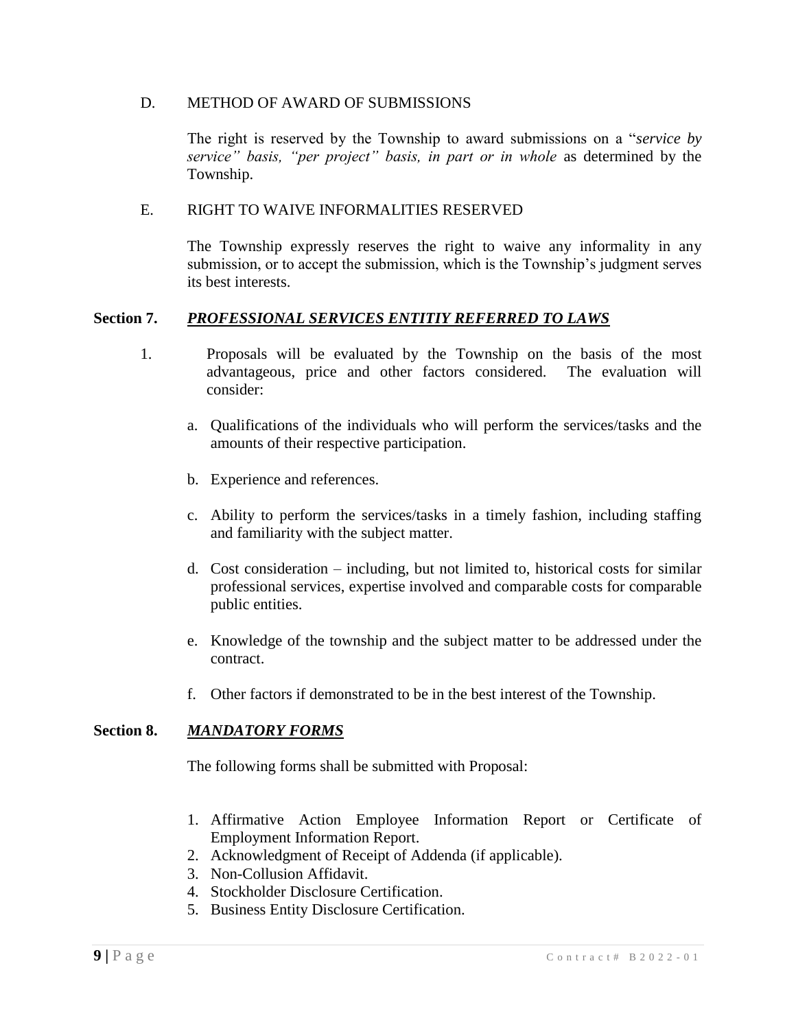D. METHOD OF AWARD OF SUBMISSIONS

The right is reserved by the Township to award submissions on a "*service by service" basis, "per project" basis, in part or in whole* as determined by the Township.

E. RIGHT TO WAIVE INFORMALITIES RESERVED

The Township expressly reserves the right to waive any informality in any submission, or to accept the submission, which is the Township's judgment serves its best interests.

**Section 7.** ***PROFESSIONAL SERVICES ENTITIY REFERRED TO LAWS***

1. Proposals will be evaluated by the Township on the basis of the most advantageous, price and other factors considered. The evaluation will consider:

a. Qualifications of the individuals who will perform the services/tasks and the amounts of their respective participation.

b. Experience and references.

c. Ability to perform the services/tasks in a timely fashion, including staffing and familiarity with the subject matter.

d. Cost consideration – including, but not limited to, historical costs for similar professional services, expertise involved and comparable costs for comparable public entities.

e. Knowledge of the township and the subject matter to be addressed under the contract.

f. Other factors if demonstrated to be in the best interest of the Township.

**Section 8.** ***MANDATORY FORMS***

The following forms shall be submitted with Proposal:

1. Affirmative Action Employee Information Report or Certificate of Employment Information Report.
2. Acknowledgment of Receipt of Addenda (if applicable).
3. Non-Collusion Affidavit.
4. Stockholder Disclosure Certification.
5. Business Entity Disclosure Certification.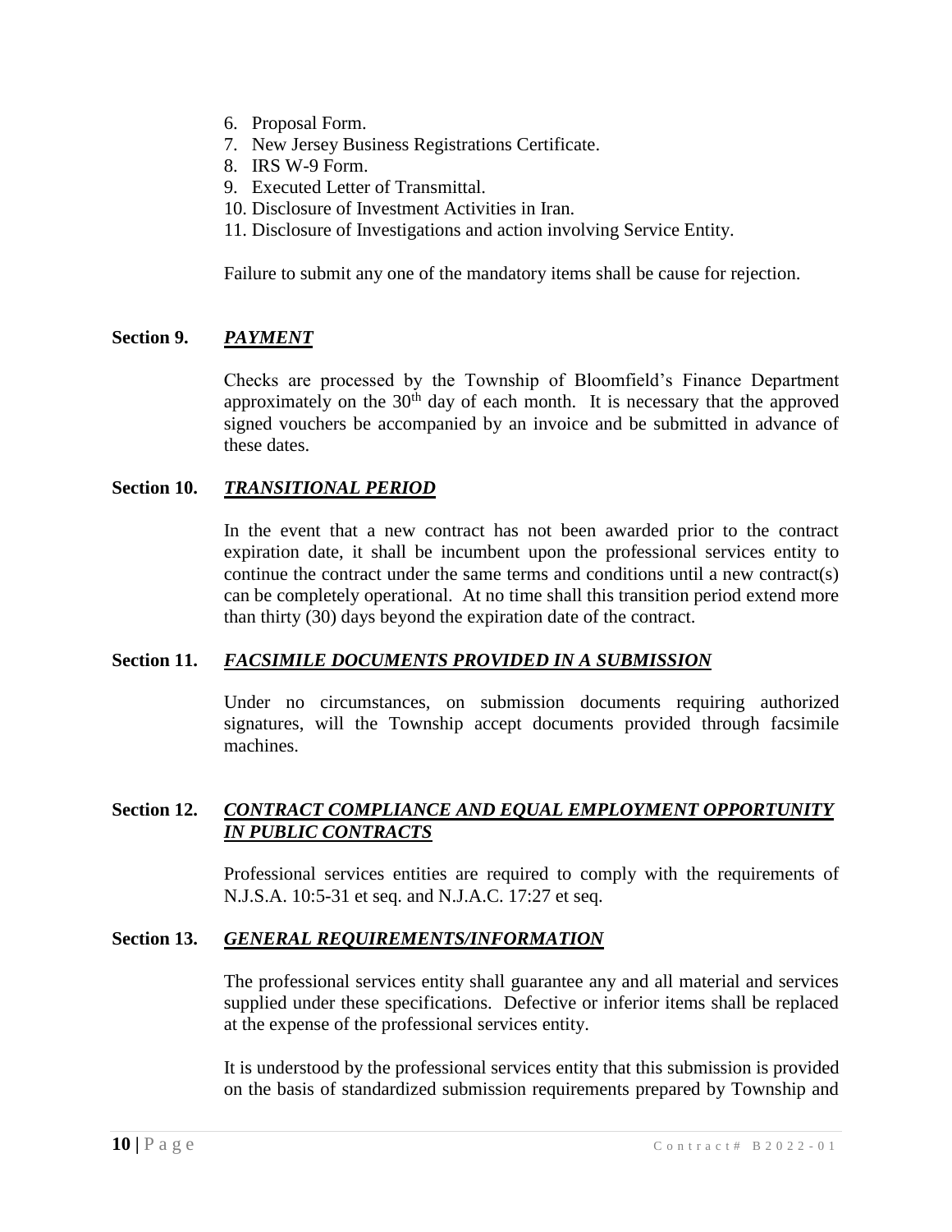6. Proposal Form.
7. New Jersey Business Registrations Certificate.
8. IRS W-9 Form.
9. Executed Letter of Transmittal.
10. Disclosure of Investment Activities in Iran.
11. Disclosure of Investigations and action involving Service Entity.

Failure to submit any one of the mandatory items shall be cause for rejection.

**Section 9.** ***PAYMENT***

Checks are processed by the Township of Bloomfield's Finance Department approximately on the 30th day of each month. It is necessary that the approved signed vouchers be accompanied by an invoice and be submitted in advance of these dates.

**Section 10.** ***TRANSITIONAL PERIOD***

In the event that a new contract has not been awarded prior to the contract expiration date, it shall be incumbent upon the professional services entity to continue the contract under the same terms and conditions until a new contract(s) can be completely operational. At no time shall this transition period extend more than thirty (30) days beyond the expiration date of the contract.

**Section 11.** ***FACSIMILE DOCUMENTS PROVIDED IN A SUBMISSION***

Under no circumstances, on submission documents requiring authorized signatures, will the Township accept documents provided through facsimile machines.

**Section 12.** ***CONTRACT COMPLIANCE AND EQUAL EMPLOYMENT OPPORTUNITY IN PUBLIC CONTRACTS***

Professional services entities are required to comply with the requirements of N.J.S.A. 10:5-31 et seq. and N.J.A.C. 17:27 et seq.

**Section 13.** ***GENERAL REQUIREMENTS/INFORMATION***

The professional services entity shall guarantee any and all material and services supplied under these specifications. Defective or inferior items shall be replaced at the expense of the professional services entity.

It is understood by the professional services entity that this submission is provided on the basis of standardized submission requirements prepared by Township and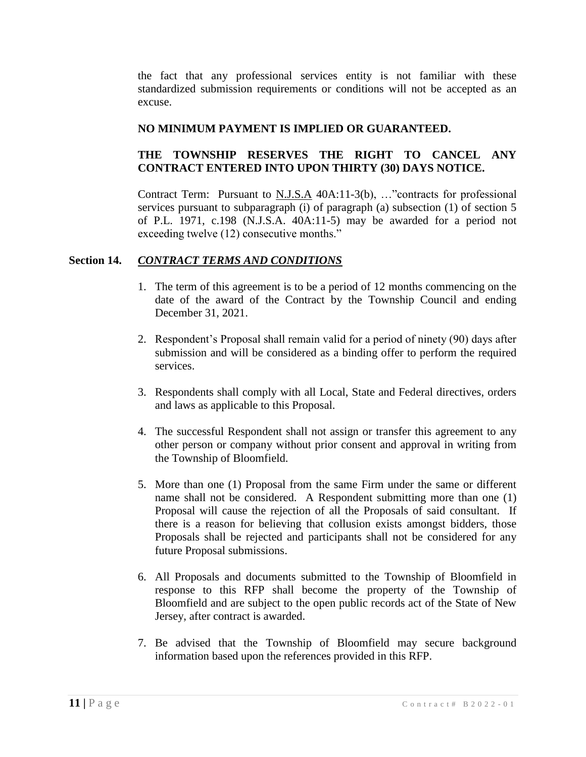the fact that any professional services entity is not familiar with these standardized submission requirements or conditions will not be accepted as an excuse.

**NO MINIMUM PAYMENT IS IMPLIED OR GUARANTEED.**

**THE TOWNSHIP RESERVES THE RIGHT TO CANCEL ANY CONTRACT ENTERED INTO UPON THIRTY (30) DAYS NOTICE.**

Contract Term: Pursuant to N.J.S.A 40A:11-3(b), …"contracts for professional services pursuant to subparagraph (i) of paragraph (a) subsection (1) of section 5 of P.L. 1971, c.198 (N.J.S.A. 40A:11-5) may be awarded for a period not exceeding twelve (12) consecutive months."

## Section 14. ***CONTRACT TERMS AND CONDITIONS***

1. The term of this agreement is to be a period of 12 months commencing on the date of the award of the Contract by the Township Council and ending December 31, 2021.

2. Respondent's Proposal shall remain valid for a period of ninety (90) days after submission and will be considered as a binding offer to perform the required services.

3. Respondents shall comply with all Local, State and Federal directives, orders and laws as applicable to this Proposal.

4. The successful Respondent shall not assign or transfer this agreement to any other person or company without prior consent and approval in writing from the Township of Bloomfield.

5. More than one (1) Proposal from the same Firm under the same or different name shall not be considered. A Respondent submitting more than one (1) Proposal will cause the rejection of all the Proposals of said consultant. If there is a reason for believing that collusion exists amongst bidders, those Proposals shall be rejected and participants shall not be considered for any future Proposal submissions.

6. All Proposals and documents submitted to the Township of Bloomfield in response to this RFP shall become the property of the Township of Bloomfield and are subject to the open public records act of the State of New Jersey, after contract is awarded.

7. Be advised that the Township of Bloomfield may secure background information based upon the references provided in this RFP.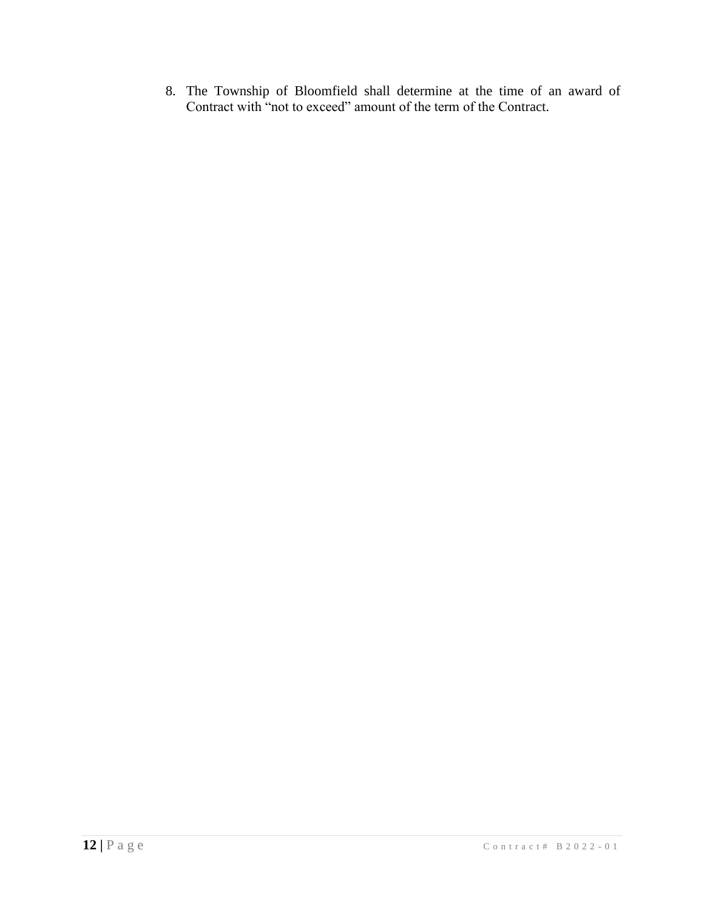8. The Township of Bloomfield shall determine at the time of an award of Contract with "not to exceed" amount of the term of the Contract.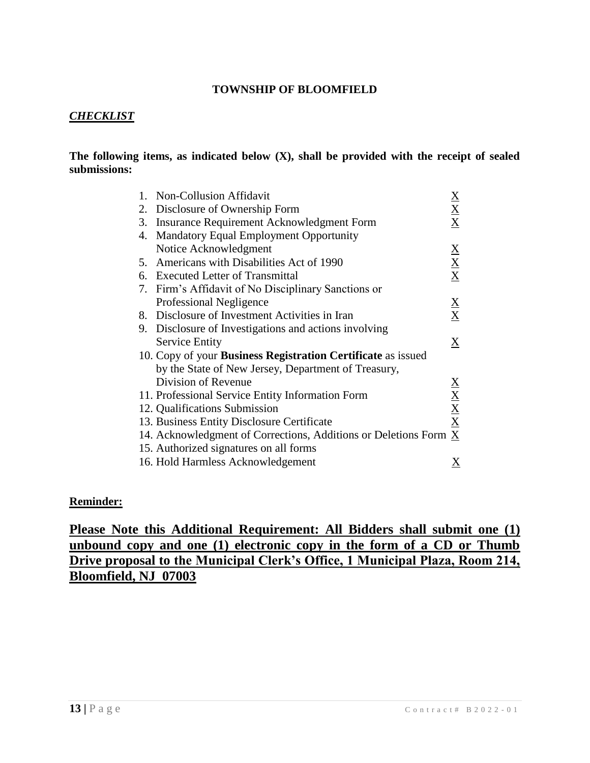**TOWNSHIP OF BLOOMFIELD**

***CHECKLIST***

**The following items, as indicated below (X), shall be provided with the receipt of sealed submissions:**

| | |
|---|---|
| 1. Non-Collusion Affidavit | X |
| 2. Disclosure of Ownership Form | X |
| 3. Insurance Requirement Acknowledgment Form | X |
| 4. Mandatory Equal Employment Opportunity Notice Acknowledgment | X |
| 5. Americans with Disabilities Act of 1990 | X |
| 6. Executed Letter of Transmittal | X |
| 7. Firm's Affidavit of No Disciplinary Sanctions or Professional Negligence | X |
| 8. Disclosure of Investment Activities in Iran | X |
| 9. Disclosure of Investigations and actions involving Service Entity | X |
| 10. Copy of your **Business Registration Certificate** as issued by the State of New Jersey, Department of Treasury, Division of Revenue | X |
| 11. Professional Service Entity Information Form | X |
| 12. Qualifications Submission | X |
| 13. Business Entity Disclosure Certificate | X |
| 14. Acknowledgment of Corrections, Additions or Deletions Form | X |
| 15. Authorized signatures on all forms | |
| 16. Hold Harmless Acknowledgement | X |

**Reminder:**

## **Please Note this Additional Requirement: All Bidders shall submit one (1) unbound copy and one (1) electronic copy in the form of a CD or Thumb Drive proposal to the Municipal Clerk's Office, 1 Municipal Plaza, Room 214, Bloomfield, NJ 07003**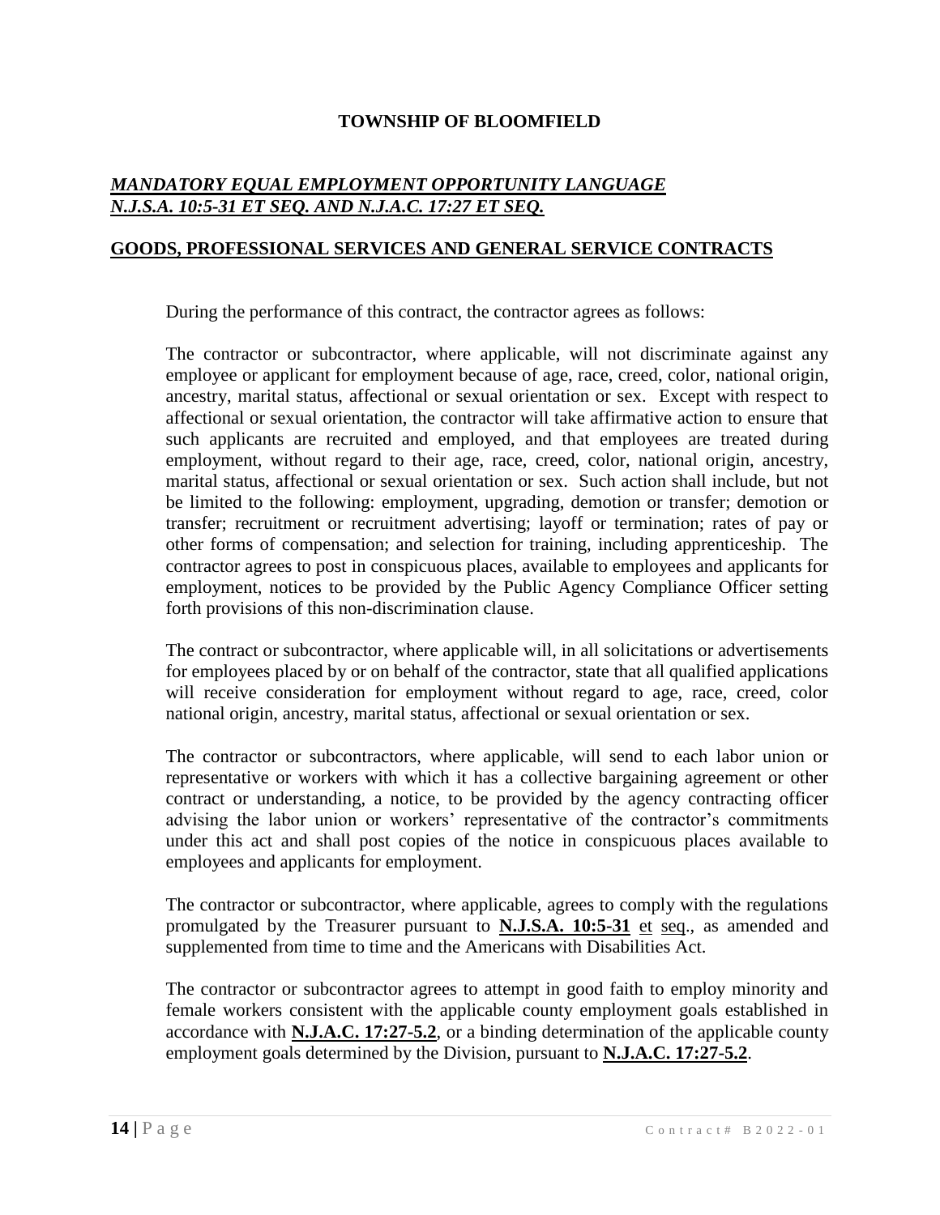**TOWNSHIP OF BLOOMFIELD**

***MANDATORY EQUAL EMPLOYMENT OPPORTUNITY LANGUAGE***
***N.J.S.A. 10:5-31 ET SEQ. AND N.J.A.C. 17:27 ET SEQ.***

**GOODS, PROFESSIONAL SERVICES AND GENERAL SERVICE CONTRACTS**

During the performance of this contract, the contractor agrees as follows:

The contractor or subcontractor, where applicable, will not discriminate against any employee or applicant for employment because of age, race, creed, color, national origin, ancestry, marital status, affectional or sexual orientation or sex. Except with respect to affectional or sexual orientation, the contractor will take affirmative action to ensure that such applicants are recruited and employed, and that employees are treated during employment, without regard to their age, race, creed, color, national origin, ancestry, marital status, affectional or sexual orientation or sex. Such action shall include, but not be limited to the following: employment, upgrading, demotion or transfer; demotion or transfer; recruitment or recruitment advertising; layoff or termination; rates of pay or other forms of compensation; and selection for training, including apprenticeship. The contractor agrees to post in conspicuous places, available to employees and applicants for employment, notices to be provided by the Public Agency Compliance Officer setting forth provisions of this non-discrimination clause.

The contract or subcontractor, where applicable will, in all solicitations or advertisements for employees placed by or on behalf of the contractor, state that all qualified applications will receive consideration for employment without regard to age, race, creed, color national origin, ancestry, marital status, affectional or sexual orientation or sex.

The contractor or subcontractors, where applicable, will send to each labor union or representative or workers with which it has a collective bargaining agreement or other contract or understanding, a notice, to be provided by the agency contracting officer advising the labor union or workers' representative of the contractor's commitments under this act and shall post copies of the notice in conspicuous places available to employees and applicants for employment.

The contractor or subcontractor, where applicable, agrees to comply with the regulations promulgated by the Treasurer pursuant to **N.J.S.A. 10:5-31** et seq., as amended and supplemented from time to time and the Americans with Disabilities Act.

The contractor or subcontractor agrees to attempt in good faith to employ minority and female workers consistent with the applicable county employment goals established in accordance with **N.J.A.C. 17:27-5.2**, or a binding determination of the applicable county employment goals determined by the Division, pursuant to **N.J.A.C. 17:27-5.2**.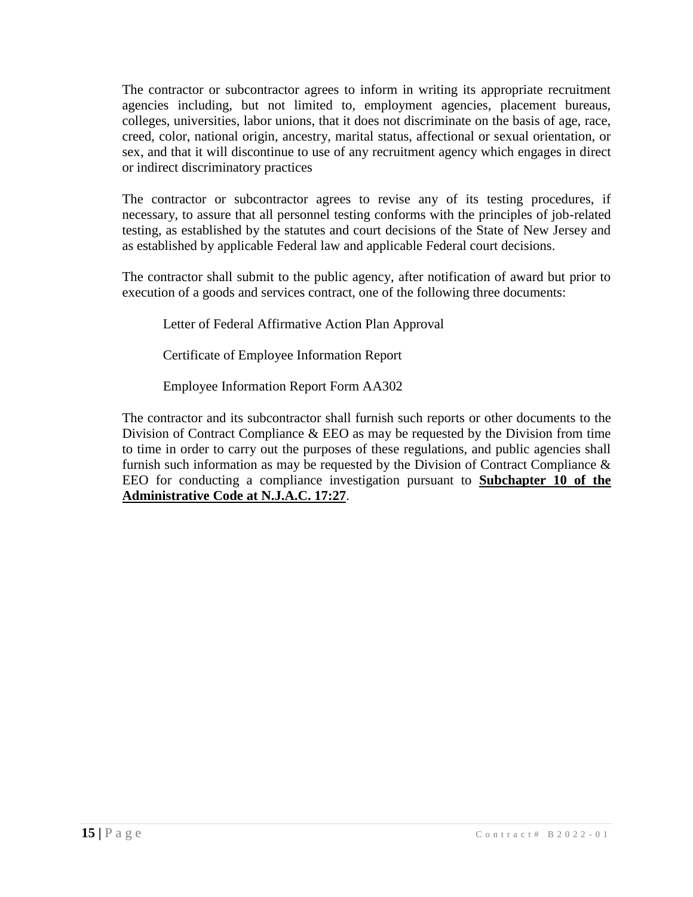The contractor or subcontractor agrees to inform in writing its appropriate recruitment agencies including, but not limited to, employment agencies, placement bureaus, colleges, universities, labor unions, that it does not discriminate on the basis of age, race, creed, color, national origin, ancestry, marital status, affectional or sexual orientation, or sex, and that it will discontinue to use of any recruitment agency which engages in direct or indirect discriminatory practices

The contractor or subcontractor agrees to revise any of its testing procedures, if necessary, to assure that all personnel testing conforms with the principles of job-related testing, as established by the statutes and court decisions of the State of New Jersey and as established by applicable Federal law and applicable Federal court decisions.

The contractor shall submit to the public agency, after notification of award but prior to execution of a goods and services contract, one of the following three documents:

Letter of Federal Affirmative Action Plan Approval

Certificate of Employee Information Report

Employee Information Report Form AA302

The contractor and its subcontractor shall furnish such reports or other documents to the Division of Contract Compliance & EEO as may be requested by the Division from time to time in order to carry out the purposes of these regulations, and public agencies shall furnish such information as may be requested by the Division of Contract Compliance & EEO for conducting a compliance investigation pursuant to **Subchapter 10 of the Administrative Code at N.J.A.C. 17:27**.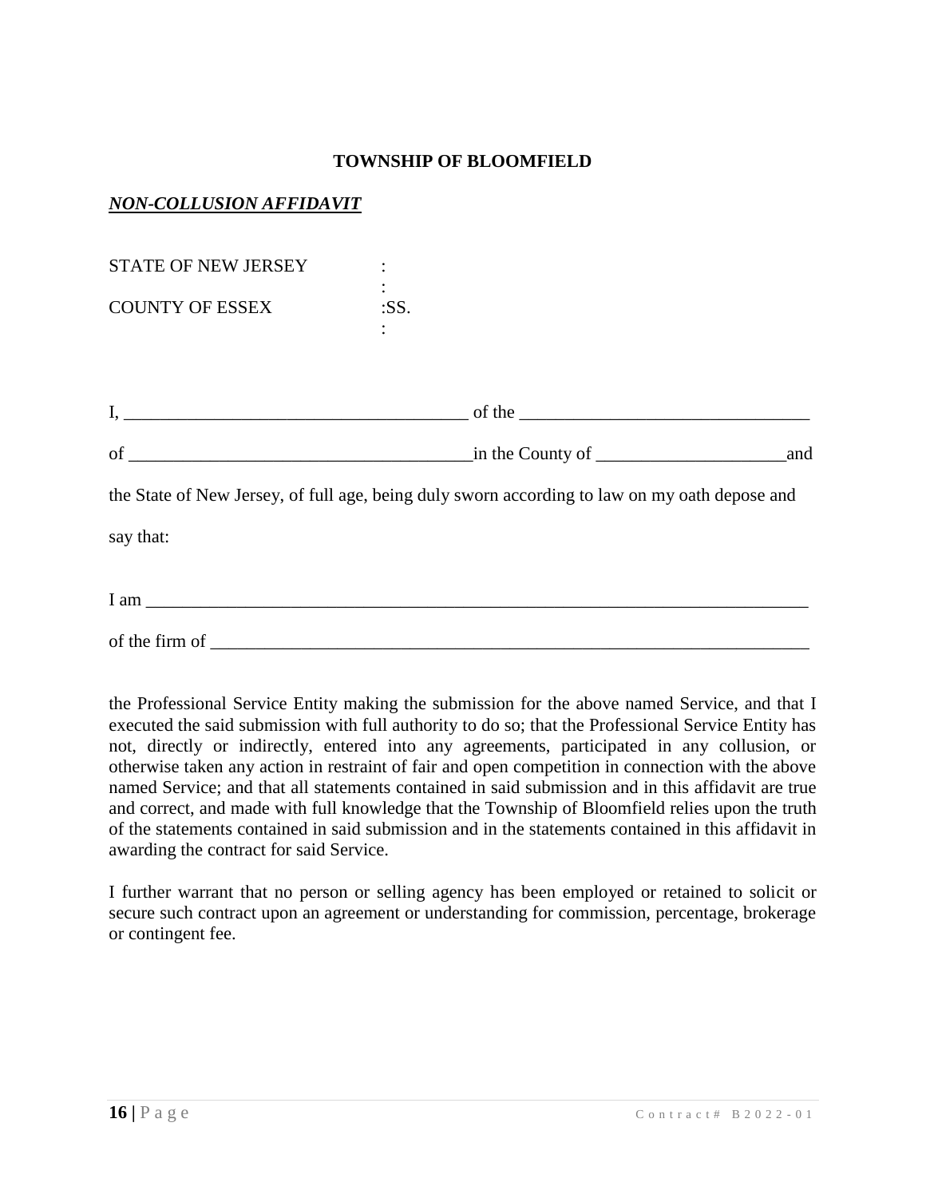**TOWNSHIP OF BLOOMFIELD**

***NON-COLLUSION AFFIDAVIT***

STATE OF NEW JERSEY :
:
COUNTY OF ESSEX :SS.
:

I, ______________________________________ of the ________________________________

of ______________________________________in the County of _____________________and

the State of New Jersey, of full age, being duly sworn according to law on my oath depose and say that:

I am ___________________________________________________________________________

of the firm of ____________________________________________________________________

the Professional Service Entity making the submission for the above named Service, and that I executed the said submission with full authority to do so; that the Professional Service Entity has not, directly or indirectly, entered into any agreements, participated in any collusion, or otherwise taken any action in restraint of fair and open competition in connection with the above named Service; and that all statements contained in said submission and in this affidavit are true and correct, and made with full knowledge that the Township of Bloomfield relies upon the truth of the statements contained in said submission and in the statements contained in this affidavit in awarding the contract for said Service.

I further warrant that no person or selling agency has been employed or retained to solicit or secure such contract upon an agreement or understanding for commission, percentage, brokerage or contingent fee.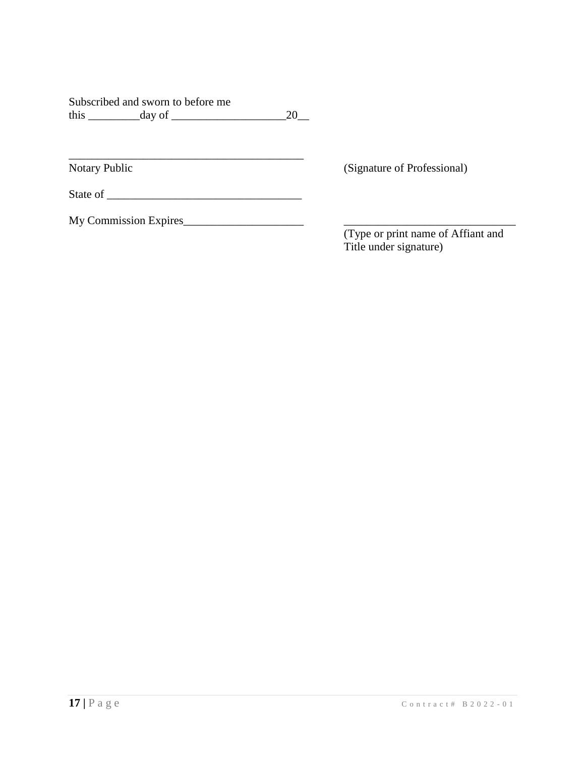Subscribed and sworn to before me
this _________day of ____________________20__

___________________________________________
Notary Public

State of __________________________________

My Commission Expires_____________________

(Signature of Professional)

______________________________
(Type or print name of Affiant and Title under signature)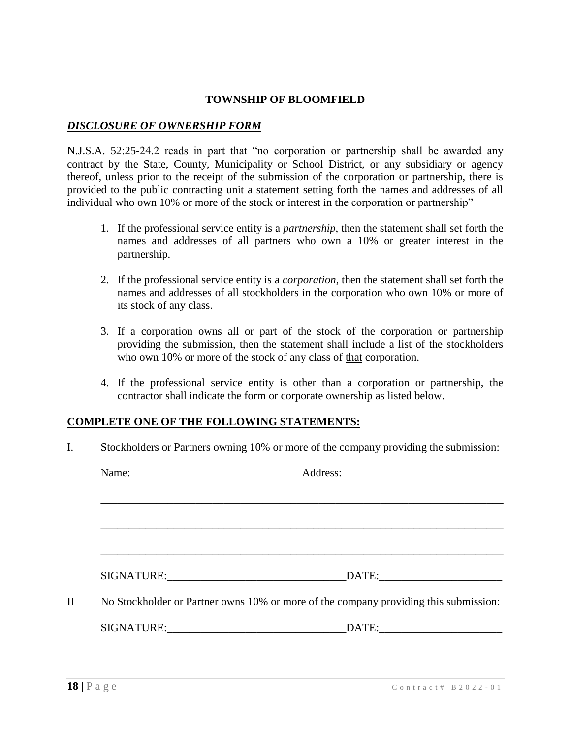**TOWNSHIP OF BLOOMFIELD**

***DISCLOSURE OF OWNERSHIP FORM***

N.J.S.A. 52:25-24.2 reads in part that "no corporation or partnership shall be awarded any contract by the State, County, Municipality or School District, or any subsidiary or agency thereof, unless prior to the receipt of the submission of the corporation or partnership, there is provided to the public contracting unit a statement setting forth the names and addresses of all individual who own 10% or more of the stock or interest in the corporation or partnership"

1. If the professional service entity is a *partnership*, then the statement shall set forth the names and addresses of all partners who own a 10% or greater interest in the partnership.

2. If the professional service entity is a *corporation*, then the statement shall set forth the names and addresses of all stockholders in the corporation who own 10% or more of its stock of any class.

3. If a corporation owns all or part of the stock of the corporation or partnership providing the submission, then the statement shall include a list of the stockholders who own 10% or more of the stock of any class of that corporation.

4. If the professional service entity is other than a corporation or partnership, the contractor shall indicate the form or corporate ownership as listed below.

**COMPLETE ONE OF THE FOLLOWING STATEMENTS:**

I. Stockholders or Partners owning 10% or more of the company providing the submission:

Name: Address:

___________________________________________________________________________

___________________________________________________________________________

___________________________________________________________________________

SIGNATURE:________________________________DATE:______________________

II No Stockholder or Partner owns 10% or more of the company providing this submission:

SIGNATURE:________________________________DATE:______________________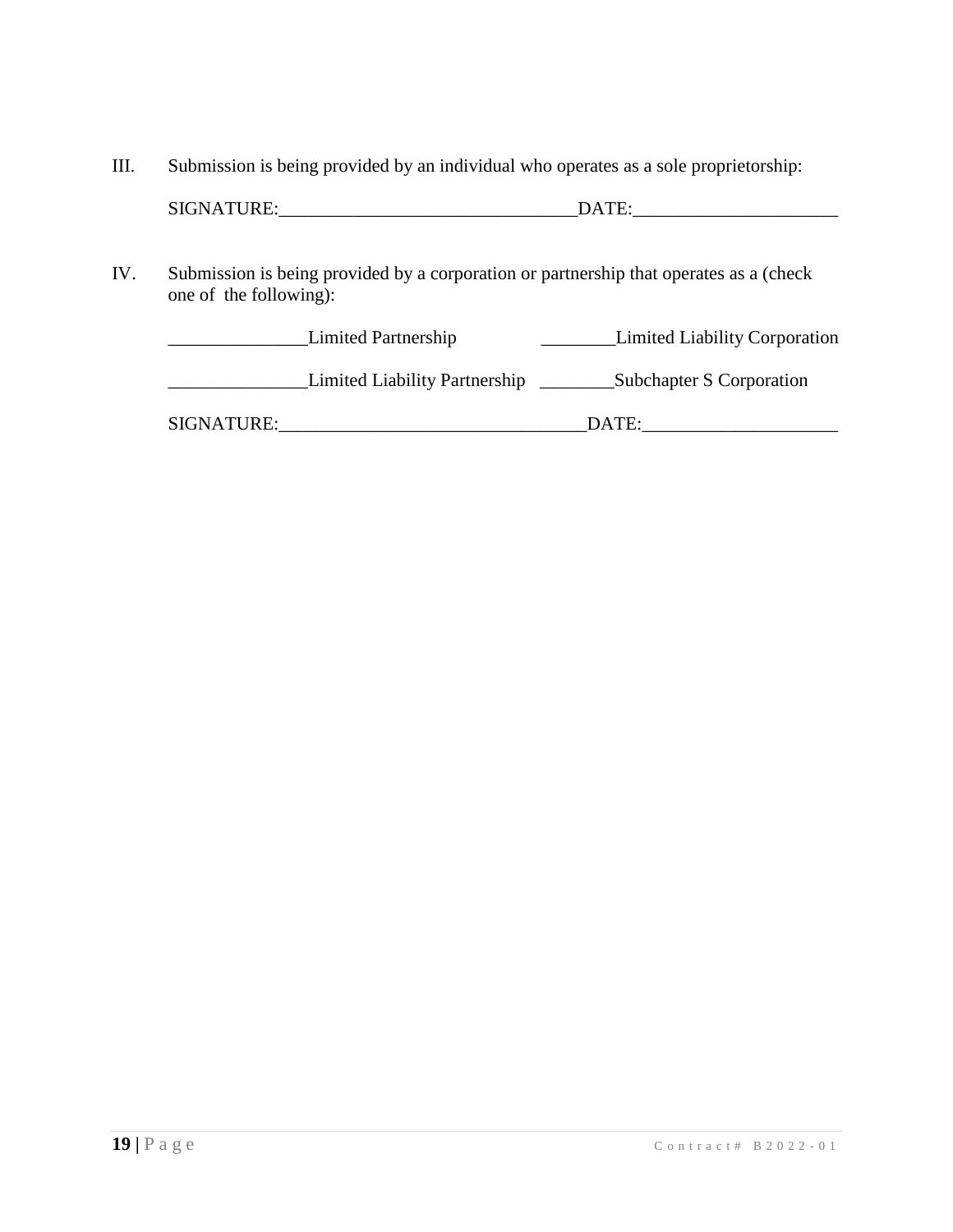III. Submission is being provided by an individual who operates as a sole proprietorship:

SIGNATURE:________________________________DATE:______________________

IV. Submission is being provided by a corporation or partnership that operates as a (check one of the following):

_______________Limited Partnership ________Limited Liability Corporation

_______________Limited Liability Partnership ________Subchapter S Corporation

SIGNATURE:_________________________________DATE:_____________________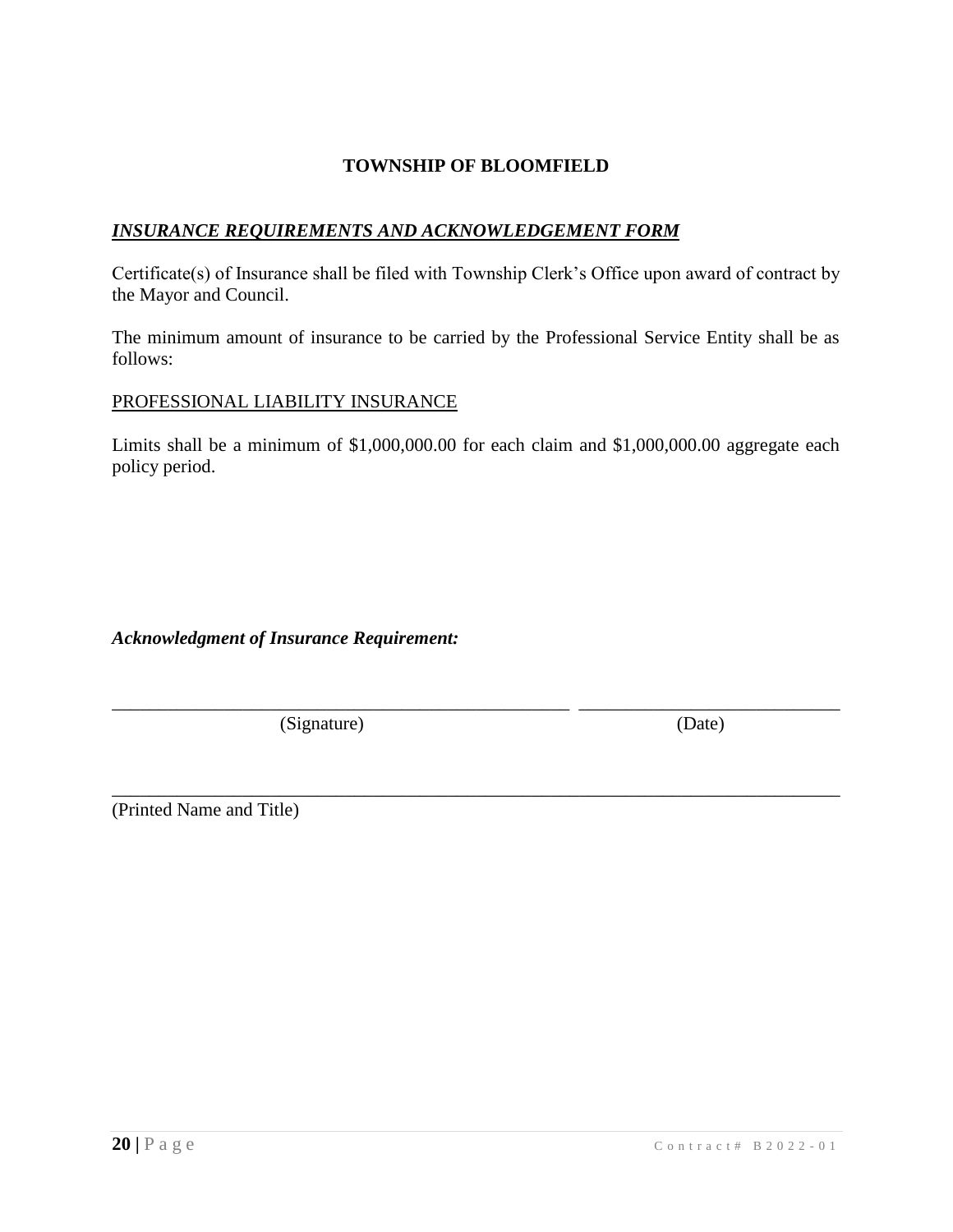**TOWNSHIP OF BLOOMFIELD**

***INSURANCE REQUIREMENTS AND ACKNOWLEDGEMENT FORM***

Certificate(s) of Insurance shall be filed with Township Clerk's Office upon award of contract by the Mayor and Council.

The minimum amount of insurance to be carried by the Professional Service Entity shall be as follows:

PROFESSIONAL LIABILITY INSURANCE

Limits shall be a minimum of $1,000,000.00 for each claim and $1,000,000.00 aggregate each policy period.

***Acknowledgment of Insurance Requirement:***

\_\_\_\_\_\_\_\_\_\_\_\_\_\_\_\_\_\_\_\_\_\_\_\_\_\_\_\_\_\_\_\_\_\_\_\_\_\_\_\_\_\_\_\_ \_\_\_\_\_\_\_\_\_\_\_\_\_\_\_\_\_\_\_\_\_\_\_\_\_\_
(Signature) (Date)

\_\_\_\_\_\_\_\_\_\_\_\_\_\_\_\_\_\_\_\_\_\_\_\_\_\_\_\_\_\_\_\_\_\_\_\_\_\_\_\_\_\_\_\_\_\_\_\_\_\_\_\_\_\_\_\_\_\_\_\_\_\_\_\_\_\_\_\_\_\_
(Printed Name and Title)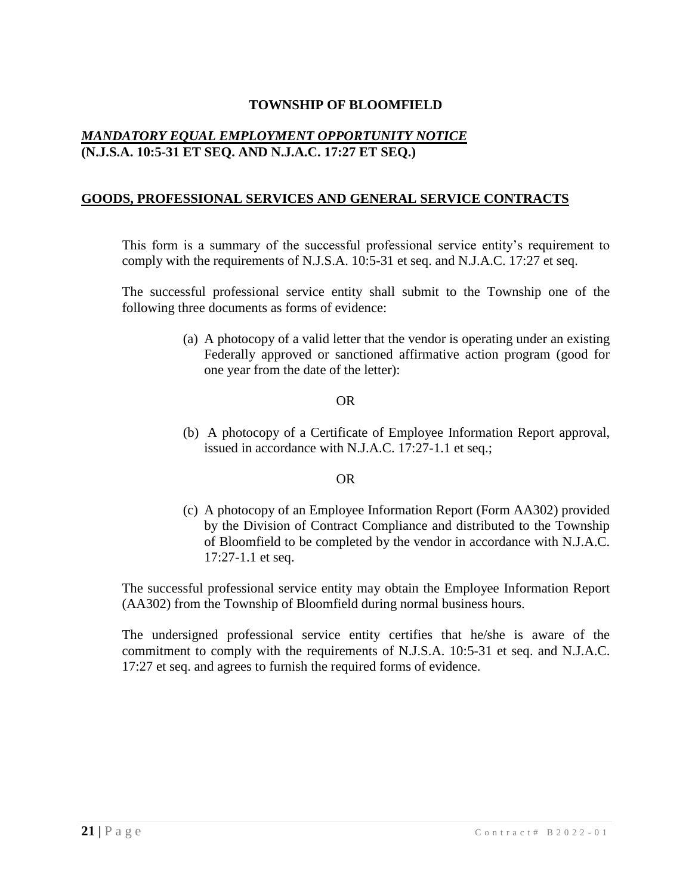**TOWNSHIP OF BLOOMFIELD**

***MANDATORY EQUAL EMPLOYMENT OPPORTUNITY NOTICE***
**(N.J.S.A. 10:5-31 ET SEQ. AND N.J.A.C. 17:27 ET SEQ.)**

## GOODS, PROFESSIONAL SERVICES AND GENERAL SERVICE CONTRACTS

This form is a summary of the successful professional service entity's requirement to comply with the requirements of N.J.S.A. 10:5-31 et seq. and N.J.A.C. 17:27 et seq.

The successful professional service entity shall submit to the Township one of the following three documents as forms of evidence:

(a) A photocopy of a valid letter that the vendor is operating under an existing Federally approved or sanctioned affirmative action program (good for one year from the date of the letter):

OR

(b) A photocopy of a Certificate of Employee Information Report approval, issued in accordance with N.J.A.C. 17:27-1.1 et seq.;

OR

(c) A photocopy of an Employee Information Report (Form AA302) provided by the Division of Contract Compliance and distributed to the Township of Bloomfield to be completed by the vendor in accordance with N.J.A.C. 17:27-1.1 et seq.

The successful professional service entity may obtain the Employee Information Report (AA302) from the Township of Bloomfield during normal business hours.

The undersigned professional service entity certifies that he/she is aware of the commitment to comply with the requirements of N.J.S.A. 10:5-31 et seq. and N.J.A.C. 17:27 et seq. and agrees to furnish the required forms of evidence.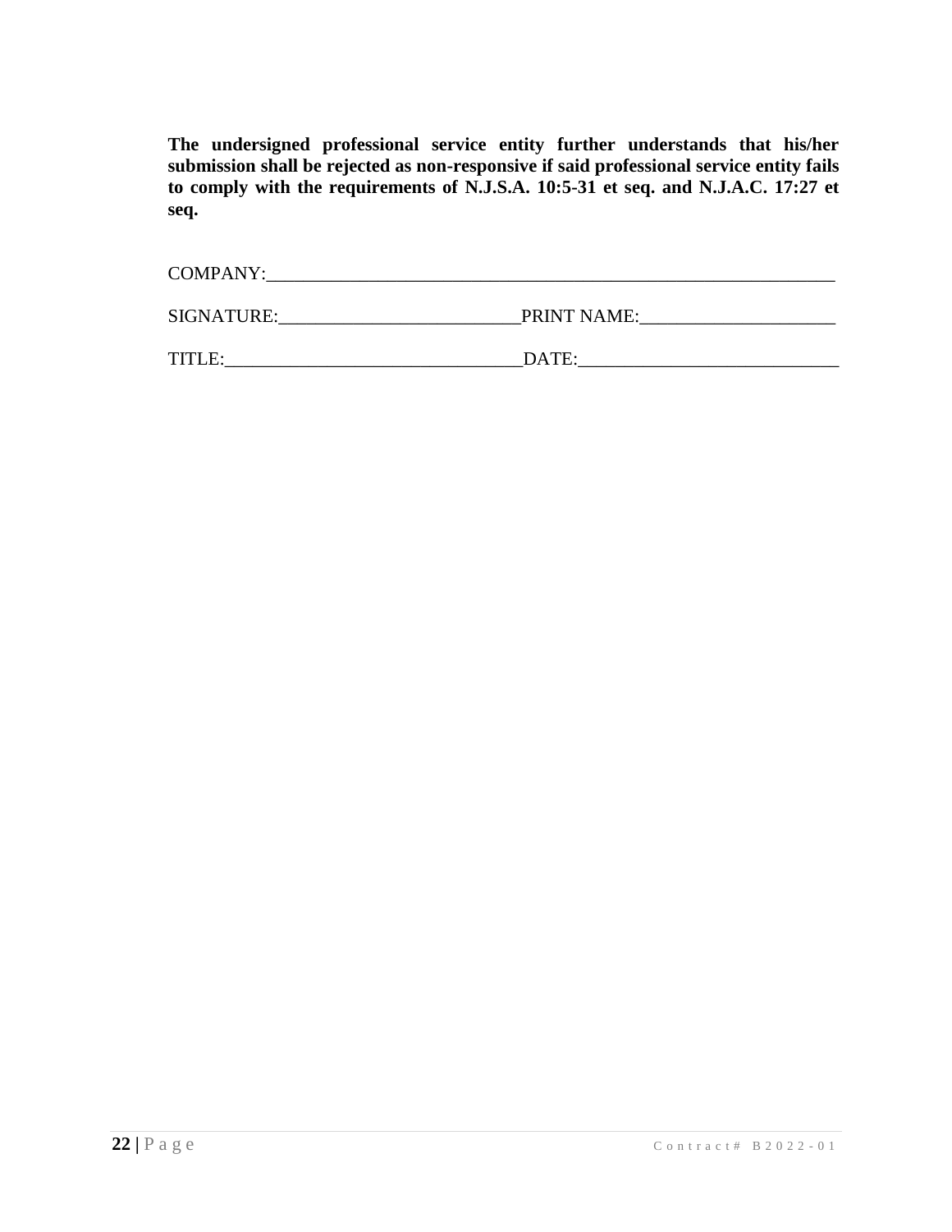**The undersigned professional service entity further understands that his/her submission shall be rejected as non-responsive if said professional service entity fails to comply with the requirements of N.J.S.A. 10:5-31 et seq. and N.J.A.C. 17:27 et seq.**

COMPANY:_______________________________________________________________

SIGNATURE:__________________________PRINT NAME:_____________________

TITLE:________________________________DATE:____________________________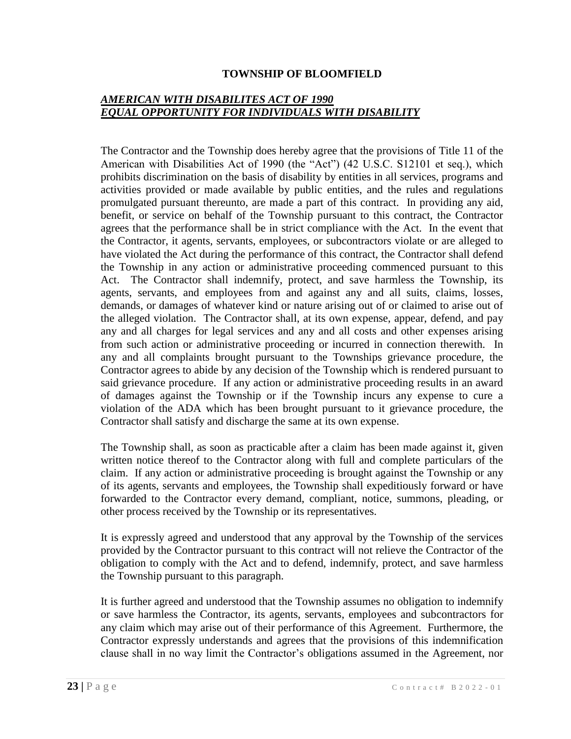**TOWNSHIP OF BLOOMFIELD**

***AMERICAN WITH DISABILITES ACT OF 1990***
***EQUAL OPPORTUNITY FOR INDIVIDUALS WITH DISABILITY***

The Contractor and the Township does hereby agree that the provisions of Title 11 of the American with Disabilities Act of 1990 (the "Act") (42 U.S.C. S12101 et seq.), which prohibits discrimination on the basis of disability by entities in all services, programs and activities provided or made available by public entities, and the rules and regulations promulgated pursuant thereunto, are made a part of this contract. In providing any aid, benefit, or service on behalf of the Township pursuant to this contract, the Contractor agrees that the performance shall be in strict compliance with the Act. In the event that the Contractor, it agents, servants, employees, or subcontractors violate or are alleged to have violated the Act during the performance of this contract, the Contractor shall defend the Township in any action or administrative proceeding commenced pursuant to this Act. The Contractor shall indemnify, protect, and save harmless the Township, its agents, servants, and employees from and against any and all suits, claims, losses, demands, or damages of whatever kind or nature arising out of or claimed to arise out of the alleged violation. The Contractor shall, at its own expense, appear, defend, and pay any and all charges for legal services and any and all costs and other expenses arising from such action or administrative proceeding or incurred in connection therewith. In any and all complaints brought pursuant to the Townships grievance procedure, the Contractor agrees to abide by any decision of the Township which is rendered pursuant to said grievance procedure. If any action or administrative proceeding results in an award of damages against the Township or if the Township incurs any expense to cure a violation of the ADA which has been brought pursuant to it grievance procedure, the Contractor shall satisfy and discharge the same at its own expense.

The Township shall, as soon as practicable after a claim has been made against it, given written notice thereof to the Contractor along with full and complete particulars of the claim. If any action or administrative proceeding is brought against the Township or any of its agents, servants and employees, the Township shall expeditiously forward or have forwarded to the Contractor every demand, compliant, notice, summons, pleading, or other process received by the Township or its representatives.

It is expressly agreed and understood that any approval by the Township of the services provided by the Contractor pursuant to this contract will not relieve the Contractor of the obligation to comply with the Act and to defend, indemnify, protect, and save harmless the Township pursuant to this paragraph.

It is further agreed and understood that the Township assumes no obligation to indemnify or save harmless the Contractor, its agents, servants, employees and subcontractors for any claim which may arise out of their performance of this Agreement. Furthermore, the Contractor expressly understands and agrees that the provisions of this indemnification clause shall in no way limit the Contractor's obligations assumed in the Agreement, nor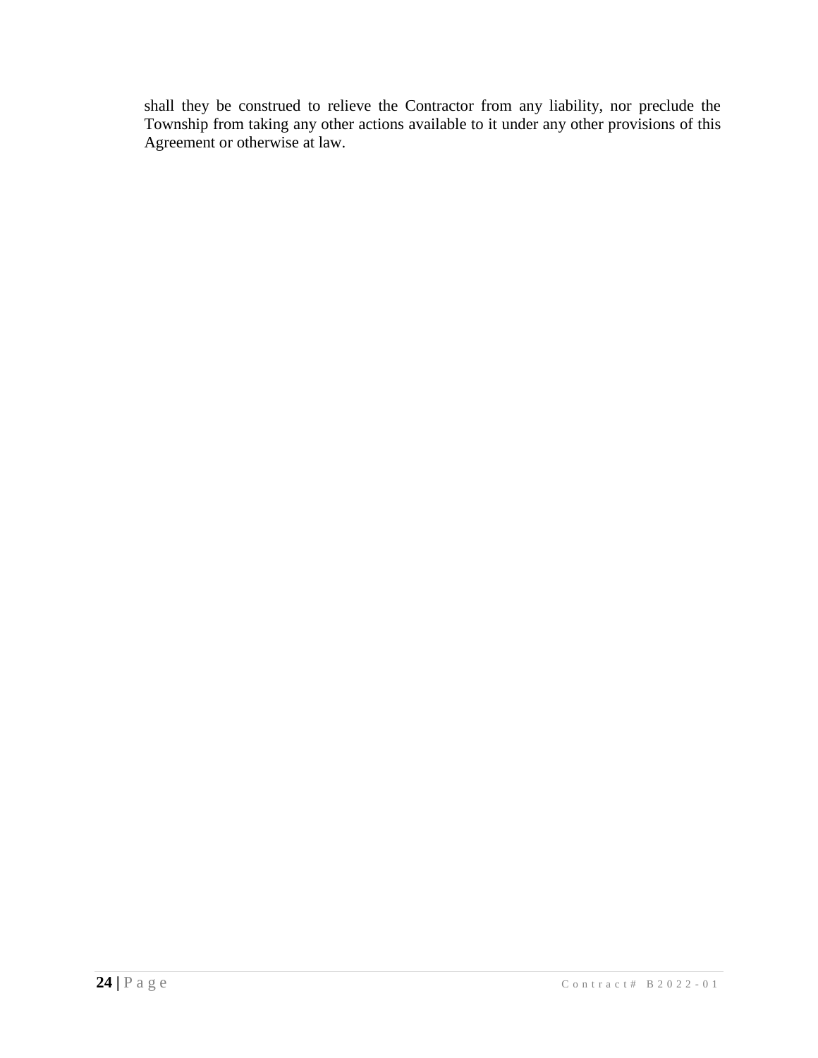shall they be construed to relieve the Contractor from any liability, nor preclude the Township from taking any other actions available to it under any other provisions of this Agreement or otherwise at law.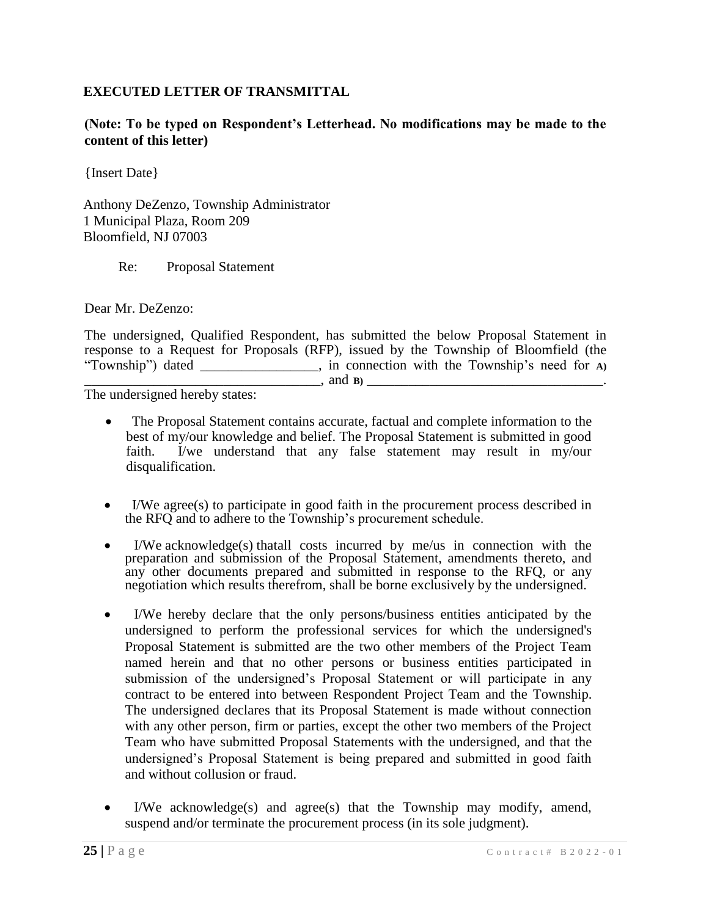**EXECUTED LETTER OF TRANSMITTAL**

**(Note: To be typed on Respondent's Letterhead. No modifications may be made to the content of this letter)**

{Insert Date}

Anthony DeZenzo, Township Administrator
1 Municipal Plaza, Room 209
Bloomfield, NJ 07003

Re: Proposal Statement

Dear Mr. DeZenzo:

The undersigned, Qualified Respondent, has submitted the below Proposal Statement in response to a Request for Proposals (RFP), issued by the Township of Bloomfield (the "Township") dated _________________, in connection with the Township's need for **A)** ___________________________________, and **B)** ___________________________________.

The undersigned hereby states:

- The Proposal Statement contains accurate, factual and complete information to the best of my/our knowledge and belief. The Proposal Statement is submitted in good faith. I/we understand that any false statement may result in my/our disqualification.

- I/We agree(s) to participate in good faith in the procurement process described in the RFQ and to adhere to the Township's procurement schedule.

- I/We acknowledge(s) thatall costs incurred by me/us in connection with the preparation and submission of the Proposal Statement, amendments thereto, and any other documents prepared and submitted in response to the RFQ, or any negotiation which results therefrom, shall be borne exclusively by the undersigned.

- I/We hereby declare that the only persons/business entities anticipated by the undersigned to perform the professional services for which the undersigned's Proposal Statement is submitted are the two other members of the Project Team named herein and that no other persons or business entities participated in submission of the undersigned's Proposal Statement or will participate in any contract to be entered into between Respondent Project Team and the Township. The undersigned declares that its Proposal Statement is made without connection with any other person, firm or parties, except the other two members of the Project Team who have submitted Proposal Statements with the undersigned, and that the undersigned's Proposal Statement is being prepared and submitted in good faith and without collusion or fraud.

- I/We acknowledge(s) and agree(s) that the Township may modify, amend, suspend and/or terminate the procurement process (in its sole judgment).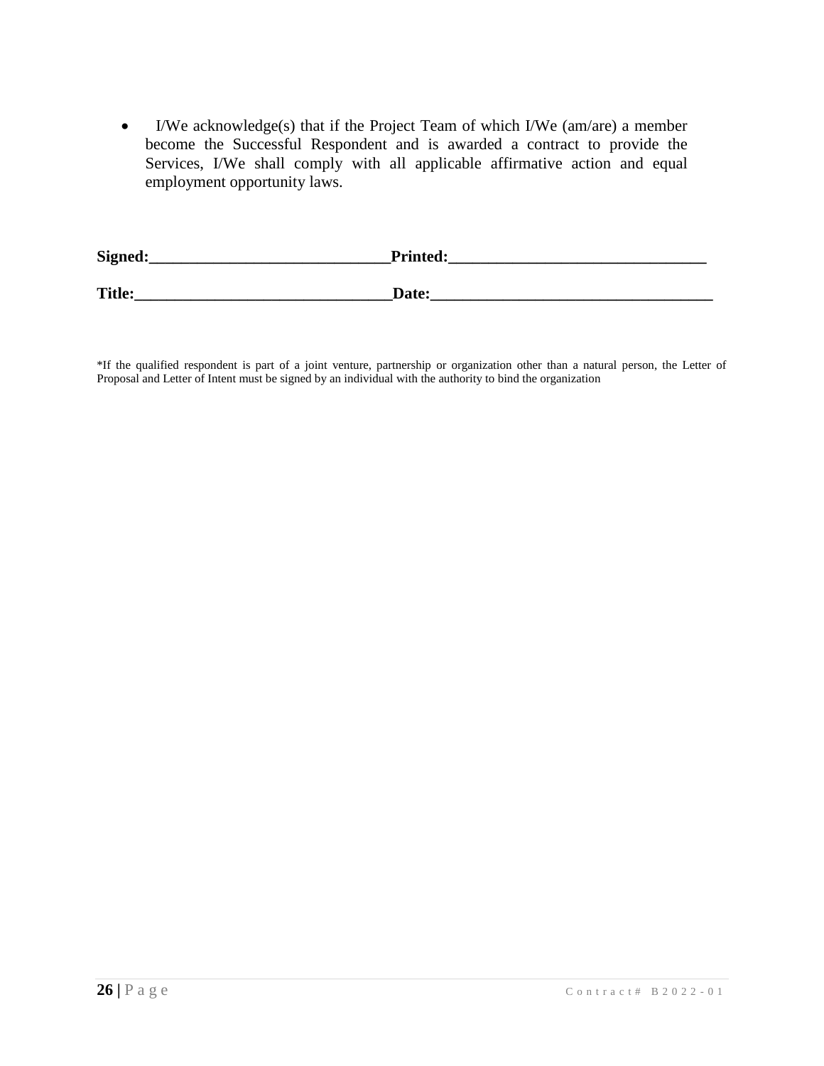- I/We acknowledge(s) that if the Project Team of which I/We (am/are) a member become the Successful Respondent and is awarded a contract to provide the Services, I/We shall comply with all applicable affirmative action and equal employment opportunity laws.

**Signed:______________________________Printed:________________________________**

**Title:________________________________Date:___________________________________**

*If the qualified respondent is part of a joint venture, partnership or organization other than a natural person, the Letter of Proposal and Letter of Intent must be signed by an individual with the authority to bind the organization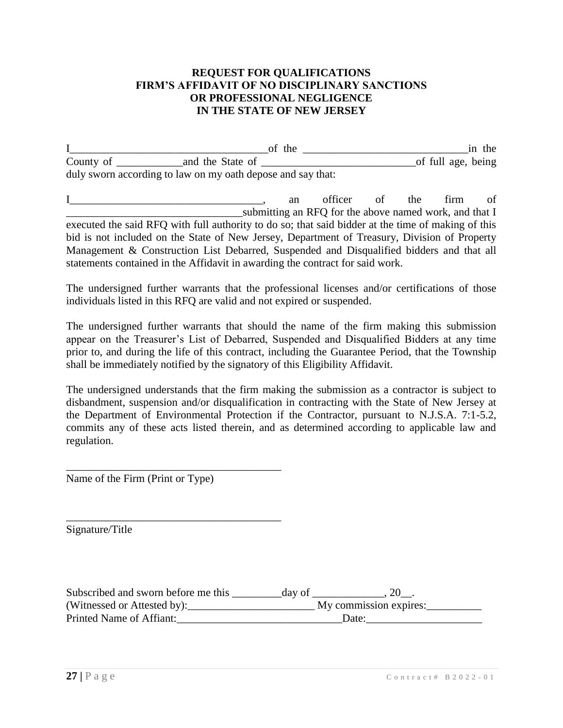**REQUEST FOR QUALIFICATIONS**
**FIRM'S AFFIDAVIT OF NO DISCIPLINARY SANCTIONS**
**OR PROFESSIONAL NEGLIGENCE**
**IN THE STATE OF NEW JERSEY**

I___________________________________of the _____________________________in the County of ____________and the State of ___________________________of full age, being duly sworn according to law on my oath depose and say that:

I__________________________________, an officer of the firm of _______________________________submitting an RFQ for the above named work, and that I executed the said RFQ with full authority to do so; that said bidder at the time of making of this bid is not included on the State of New Jersey, Department of Treasury, Division of Property Management & Construction List Debarred, Suspended and Disqualified bidders and that all statements contained in the Affidavit in awarding the contract for said work.

The undersigned further warrants that the professional licenses and/or certifications of those individuals listed in this RFQ are valid and not expired or suspended.

The undersigned further warrants that should the name of the firm making this submission appear on the Treasurer's List of Debarred, Suspended and Disqualified Bidders at any time prior to, and during the life of this contract, including the Guarantee Period, that the Township shall be immediately notified by the signatory of this Eligibility Affidavit.

The undersigned understands that the firm making the submission as a contractor is subject to disbandment, suspension and/or disqualification in contracting with the State of New Jersey at the Department of Environmental Protection if the Contractor, pursuant to N.J.S.A. 7:1-5.2, commits any of these acts listed therein, and as determined according to applicable law and regulation.

_______________________________________
Name of the Firm (Print or Type)

_______________________________________
Signature/Title

Subscribed and sworn before me this _________day of _____________, 20__.
(Witnessed or Attested by):_______________________ My commission expires:__________
Printed Name of Affiant:______________________________Date:_____________________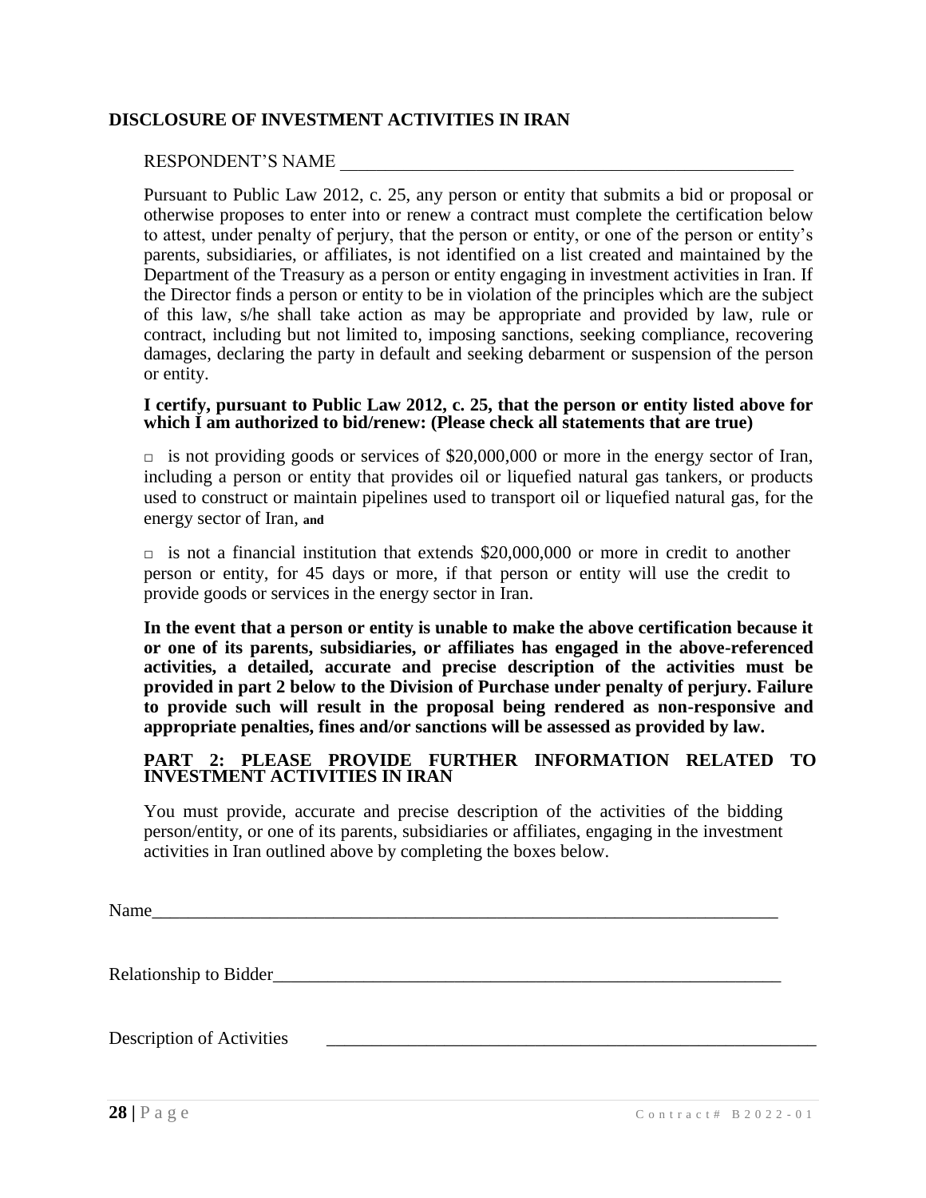**DISCLOSURE OF INVESTMENT ACTIVITIES IN IRAN**

RESPONDENT'S NAME ____________________________________________________

Pursuant to Public Law 2012, c. 25, any person or entity that submits a bid or proposal or otherwise proposes to enter into or renew a contract must complete the certification below to attest, under penalty of perjury, that the person or entity, or one of the person or entity's parents, subsidiaries, or affiliates, is not identified on a list created and maintained by the Department of the Treasury as a person or entity engaging in investment activities in Iran. If the Director finds a person or entity to be in violation of the principles which are the subject of this law, s/he shall take action as may be appropriate and provided by law, rule or contract, including but not limited to, imposing sanctions, seeking compliance, recovering damages, declaring the party in default and seeking debarment or suspension of the person or entity.

**I certify, pursuant to Public Law 2012, c. 25, that the person or entity listed above for which I am authorized to bid/renew: (Please check all statements that are true)**

□ is not providing goods or services of $20,000,000 or more in the energy sector of Iran, including a person or entity that provides oil or liquefied natural gas tankers, or products used to construct or maintain pipelines used to transport oil or liquefied natural gas, for the energy sector of Iran, **and**

□ is not a financial institution that extends $20,000,000 or more in credit to another person or entity, for 45 days or more, if that person or entity will use the credit to provide goods or services in the energy sector in Iran.

**In the event that a person or entity is unable to make the above certification because it or one of its parents, subsidiaries, or affiliates has engaged in the above-referenced activities, a detailed, accurate and precise description of the activities must be provided in part 2 below to the Division of Purchase under penalty of perjury. Failure to provide such will result in the proposal being rendered as non-responsive and appropriate penalties, fines and/or sanctions will be assessed as provided by law.**

**PART 2: PLEASE PROVIDE FURTHER INFORMATION RELATED TO INVESTMENT ACTIVITIES IN IRAN**

You must provide, accurate and precise description of the activities of the bidding person/entity, or one of its parents, subsidiaries or affiliates, engaging in the investment activities in Iran outlined above by completing the boxes below.

Name________________________________________________________________________

Relationship to Bidder_________________________________________________________

Description of Activities ______________________________________________________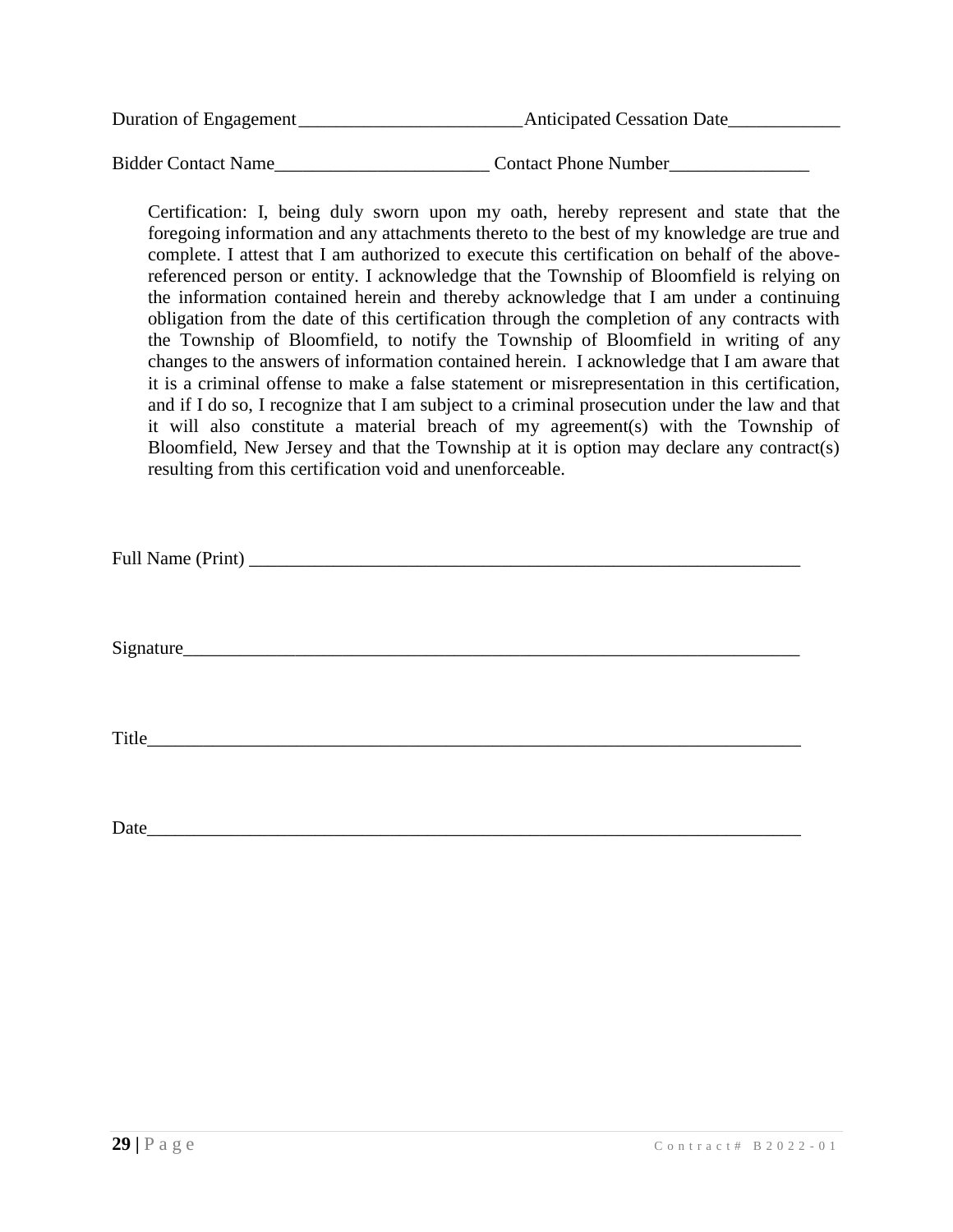Duration of Engagement________________________Anticipated Cessation Date____________

Bidder Contact Name_______________________ Contact Phone Number_______________

Certification: I, being duly sworn upon my oath, hereby represent and state that the foregoing information and any attachments thereto to the best of my knowledge are true and complete. I attest that I am authorized to execute this certification on behalf of the above-referenced person or entity. I acknowledge that the Township of Bloomfield is relying on the information contained herein and thereby acknowledge that I am under a continuing obligation from the date of this certification through the completion of any contracts with the Township of Bloomfield, to notify the Township of Bloomfield in writing of any changes to the answers of information contained herein. I acknowledge that I am aware that it is a criminal offense to make a false statement or misrepresentation in this certification, and if I do so, I recognize that I am subject to a criminal prosecution under the law and that it will also constitute a material breach of my agreement(s) with the Township of Bloomfield, New Jersey and that the Township at it is option may declare any contract(s) resulting from this certification void and unenforceable.

Full Name (Print) ____________________________________________________________

Signature____________________________________________________________________

Title________________________________________________________________________

Date________________________________________________________________________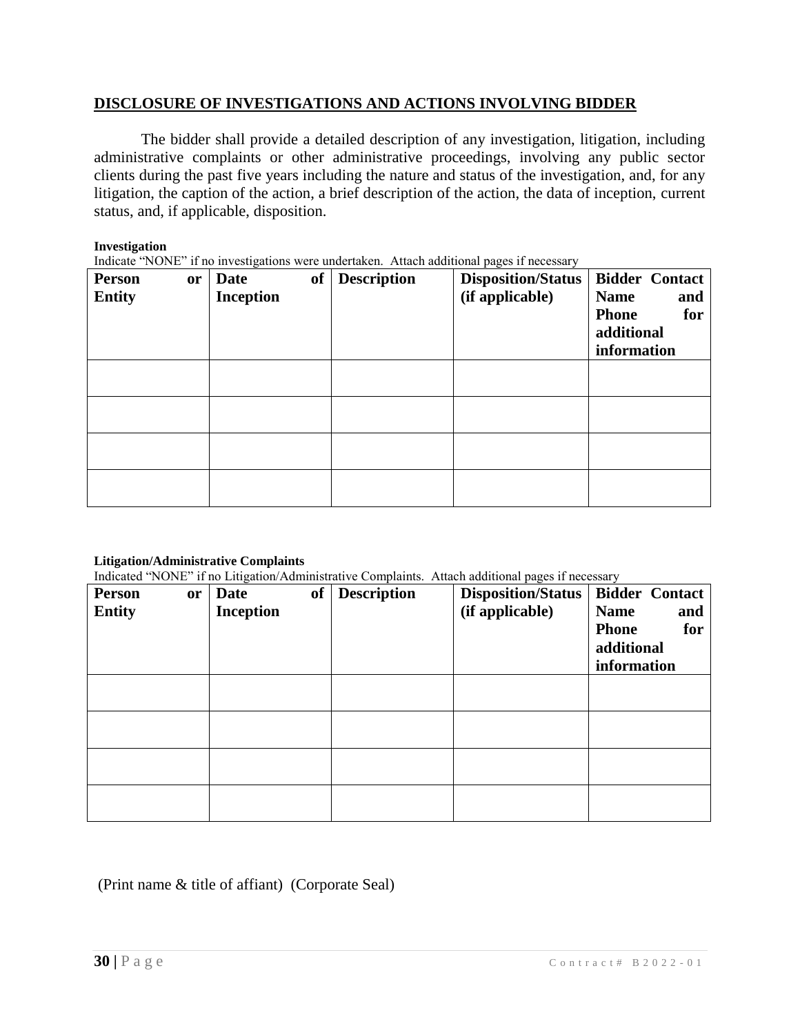## DISCLOSURE OF INVESTIGATIONS AND ACTIONS INVOLVING BIDDER

The bidder shall provide a detailed description of any investigation, litigation, including administrative complaints or other administrative proceedings, involving any public sector clients during the past five years including the nature and status of the investigation, and, for any litigation, the caption of the action, a brief description of the action, the data of inception, current status, and, if applicable, disposition.

**Investigation**

Indicate "NONE" if no investigations were undertaken. Attach additional pages if necessary

| Person or Entity | Date of Inception | Description | Disposition/Status (if applicable) | Bidder Contact Name and Phone for additional information |
| --- | --- | --- | --- | --- |
| | | | | |
| | | | | |
| | | | | |
| | | | | |

**Litigation/Administrative Complaints**

Indicated "NONE" if no Litigation/Administrative Complaints. Attach additional pages if necessary

| Person or Entity | Date of Inception | Description | Disposition/Status (if applicable) | Bidder Contact Name and Phone for additional information |
| --- | --- | --- | --- | --- |
| | | | | |
| | | | | |
| | | | | |
| | | | | |

(Print name & title of affiant) (Corporate Seal)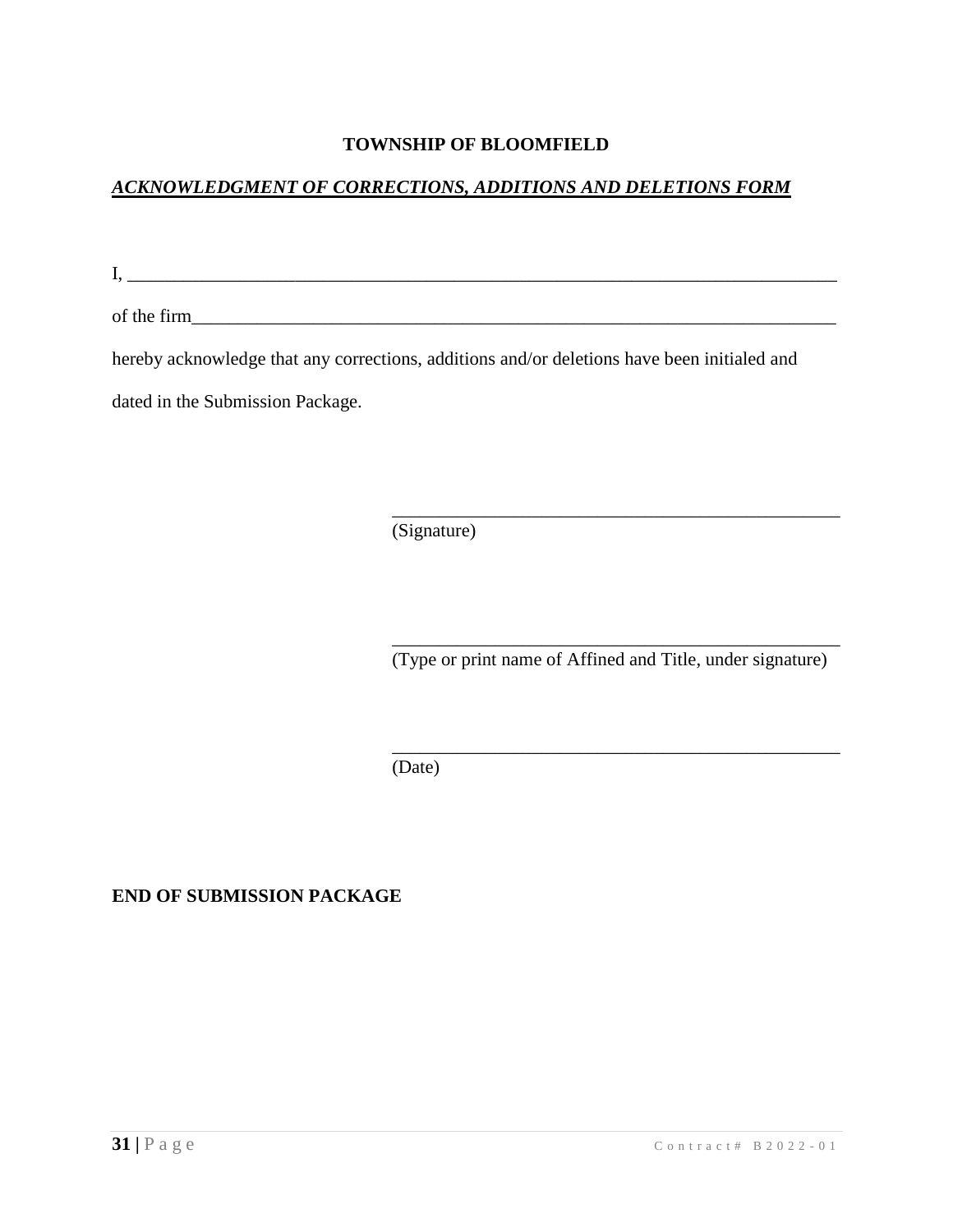**TOWNSHIP OF BLOOMFIELD**

***ACKNOWLEDGMENT OF CORRECTIONS, ADDITIONS AND DELETIONS FORM***

I, ___________________________________________________________________________

of the firm______________________________________________________________________

hereby acknowledge that any corrections, additions and/or deletions have been initialed and dated in the Submission Package.

_________________________________________________
(Signature)

_________________________________________________
(Type or print name of Affined and Title, under signature)

_________________________________________________
(Date)

**END OF SUBMISSION PACKAGE**